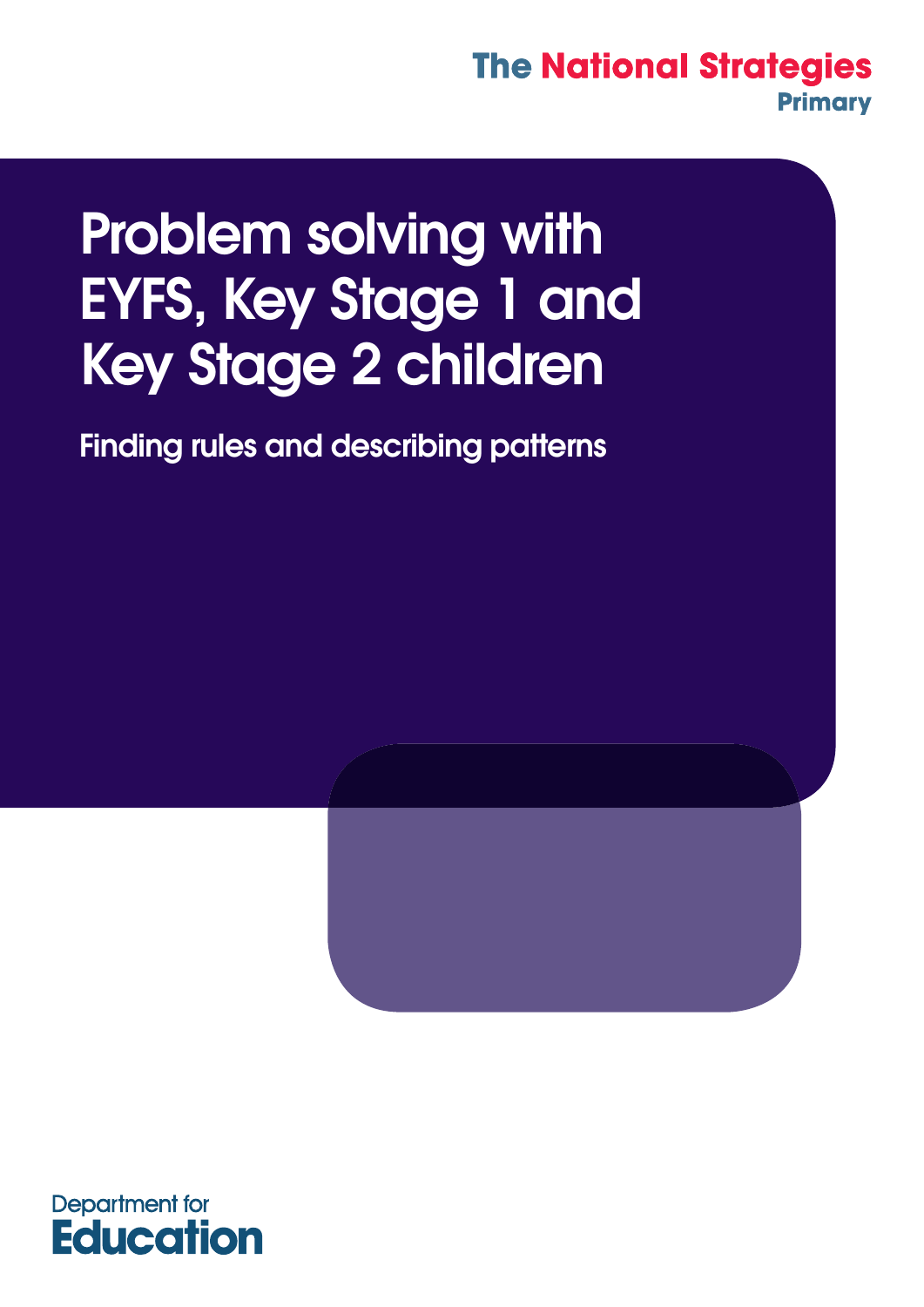The National Strategies
Primary

# Problem solving with EYFS, Key Stage 1 and Key Stage 2 children

## Finding rules and describing patterns

Department for
Education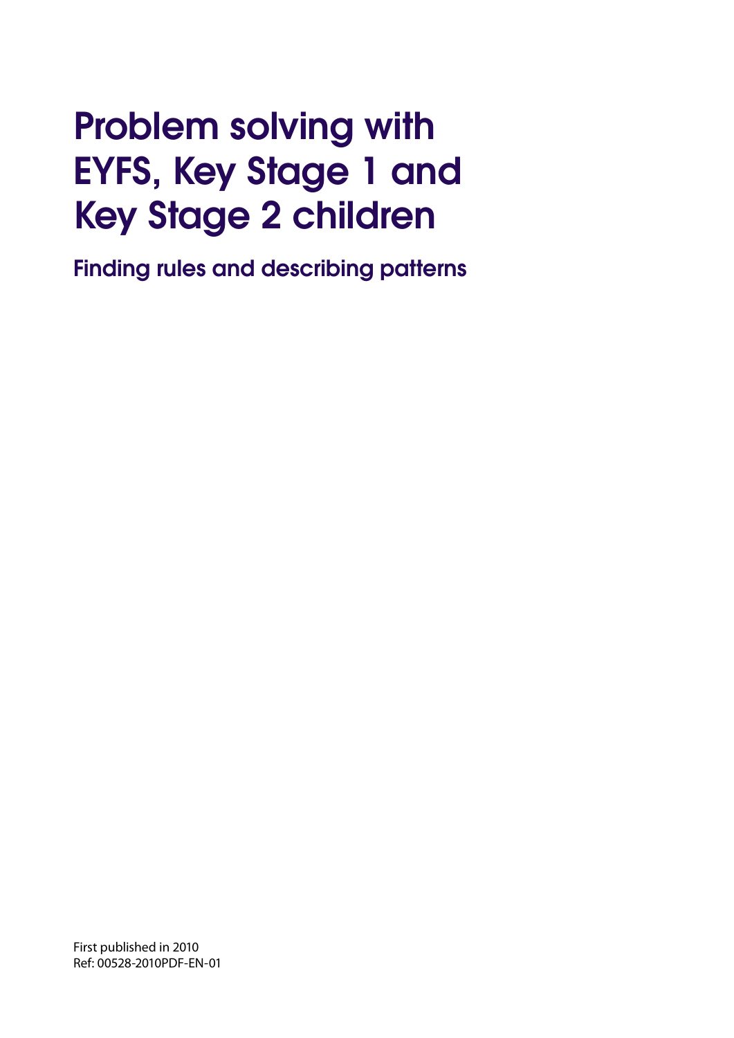# Problem solving with EYFS, Key Stage 1 and Key Stage 2 children

## Finding rules and describing patterns

First published in 2010
Ref: 00528-2010PDF-EN-01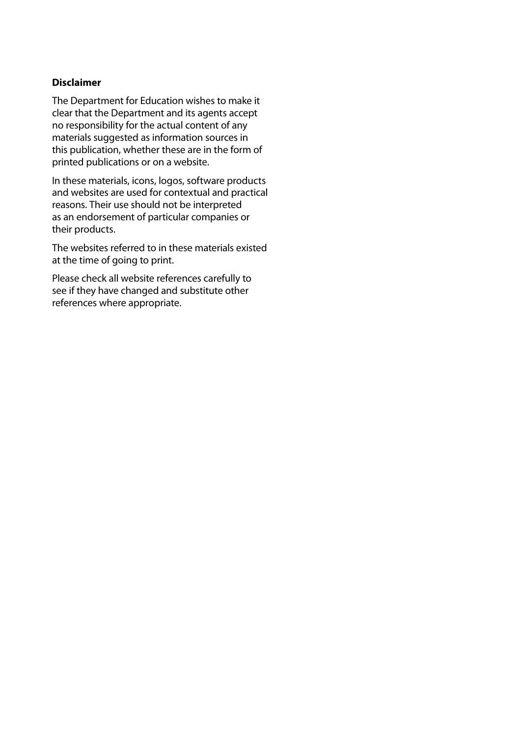**Disclaimer**

The Department for Education wishes to make it clear that the Department and its agents accept no responsibility for the actual content of any materials suggested as information sources in this publication, whether these are in the form of printed publications or on a website.

In these materials, icons, logos, software products and websites are used for contextual and practical reasons. Their use should not be interpreted as an endorsement of particular companies or their products.

The websites referred to in these materials existed at the time of going to print.

Please check all website references carefully to see if they have changed and substitute other references where appropriate.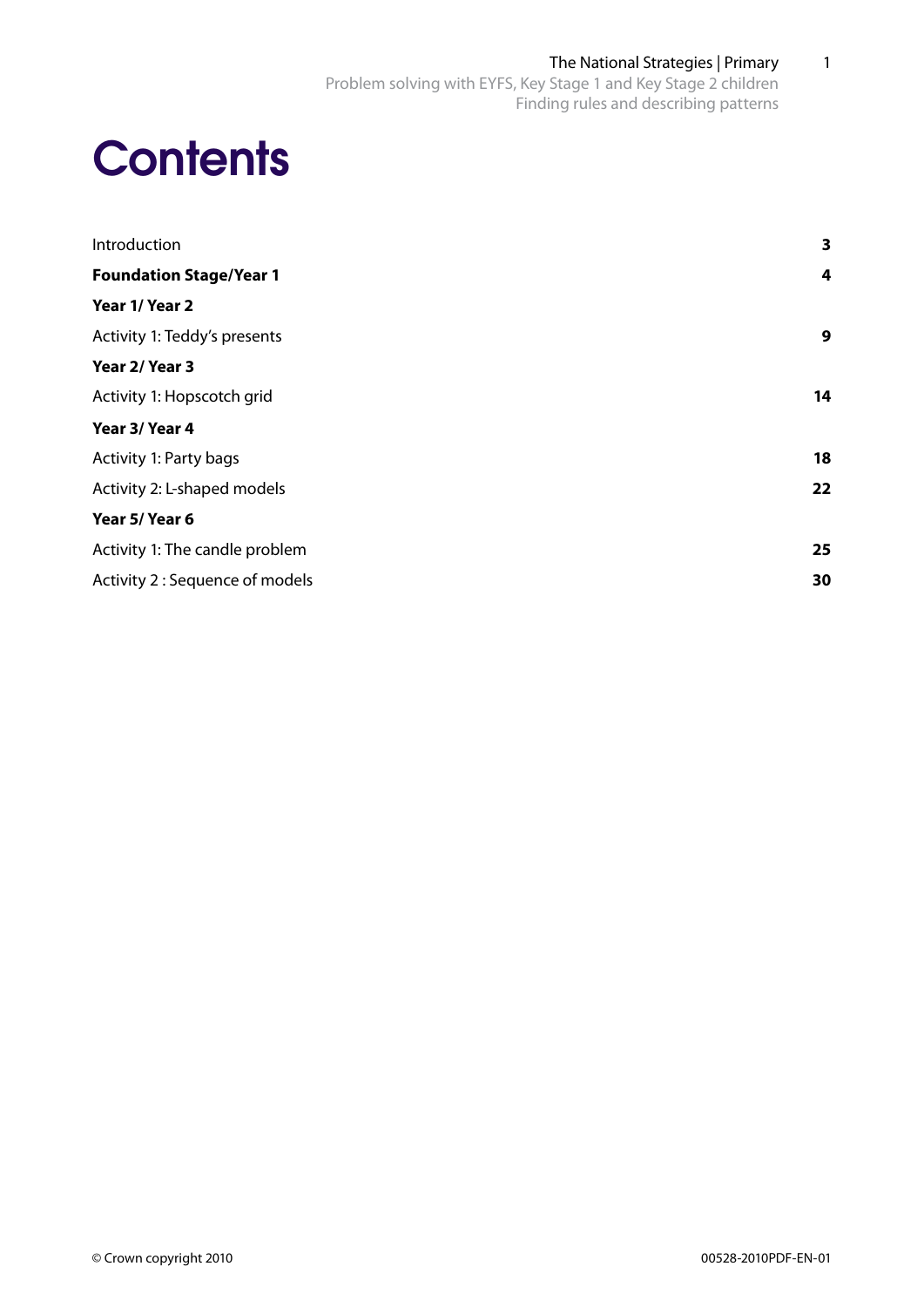# Contents

| | |
|---|---|
| Introduction | **3** |
| **Foundation Stage/Year 1** | **4** |
| **Year 1/ Year 2** | |
| Activity 1: Teddy's presents | **9** |
| **Year 2/ Year 3** | |
| Activity 1: Hopscotch grid | **14** |
| **Year 3/ Year 4** | |
| Activity 1: Party bags | **18** |
| Activity 2: L-shaped models | **22** |
| **Year 5/ Year 6** | |
| Activity 1: The candle problem | **25** |
| Activity 2 : Sequence of models | **30** |

© Crown copyright 2010 00528-2010PDF-EN-01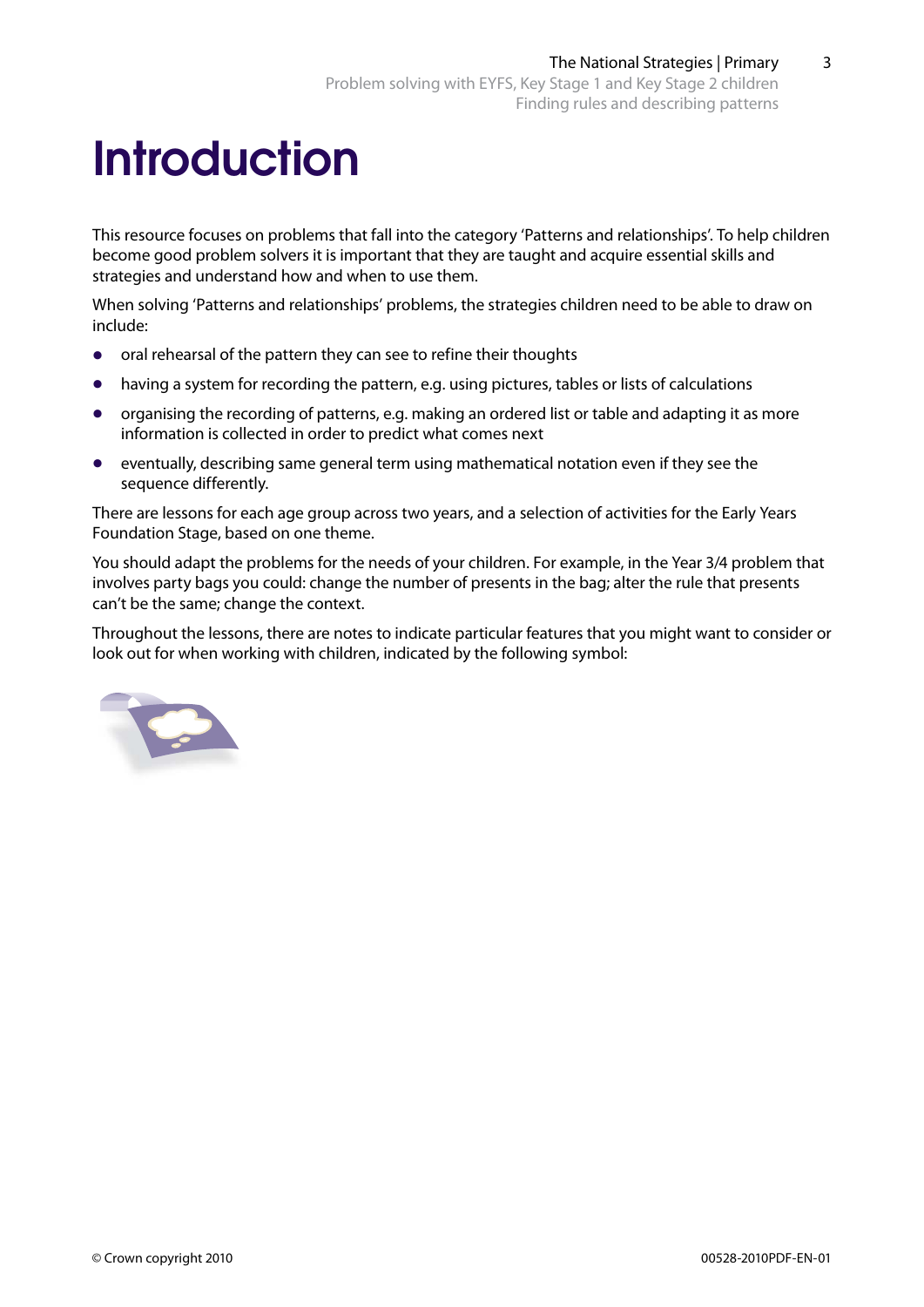# Introduction

This resource focuses on problems that fall into the category 'Patterns and relationships'. To help children become good problem solvers it is important that they are taught and acquire essential skills and strategies and understand how and when to use them.

When solving 'Patterns and relationships' problems, the strategies children need to be able to draw on include:

- oral rehearsal of the pattern they can see to refine their thoughts
- having a system for recording the pattern, e.g. using pictures, tables or lists of calculations
- organising the recording of patterns, e.g. making an ordered list or table and adapting it as more information is collected in order to predict what comes next
- eventually, describing same general term using mathematical notation even if they see the sequence differently.

There are lessons for each age group across two years, and a selection of activities for the Early Years Foundation Stage, based on one theme.

You should adapt the problems for the needs of your children. For example, in the Year 3/4 problem that involves party bags you could: change the number of presents in the bag; alter the rule that presents can't be the same; change the context.

Throughout the lessons, there are notes to indicate particular features that you might want to consider or look out for when working with children, indicated by the following symbol: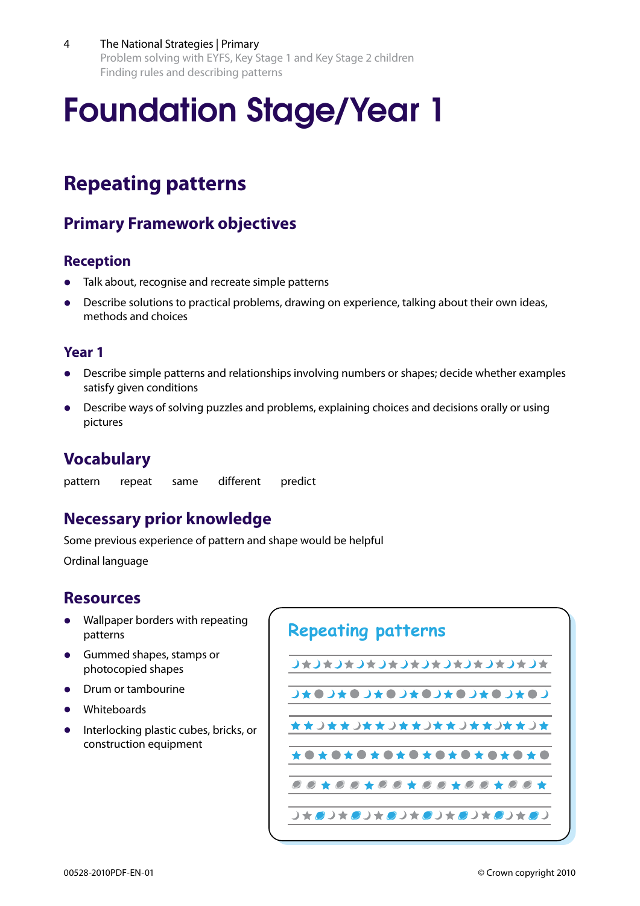# Foundation Stage/Year 1

## Repeating patterns

### Primary Framework objectives

#### Reception

- Talk about, recognise and recreate simple patterns
- Describe solutions to practical problems, drawing on experience, talking about their own ideas, methods and choices

#### Year 1

- Describe simple patterns and relationships involving numbers or shapes; decide whether examples satisfy given conditions
- Describe ways of solving puzzles and problems, explaining choices and decisions orally or using pictures

### Vocabulary

pattern    repeat    same    different    predict

### Necessary prior knowledge

Some previous experience of pattern and shape would be helpful

Ordinal language

### Resources

- Wallpaper borders with repeating patterns
- Gummed shapes, stamps or photocopied shapes
- Drum or tambourine
- Whiteboards
- Interlocking plastic cubes, bricks, or construction equipment

**Repeating patterns**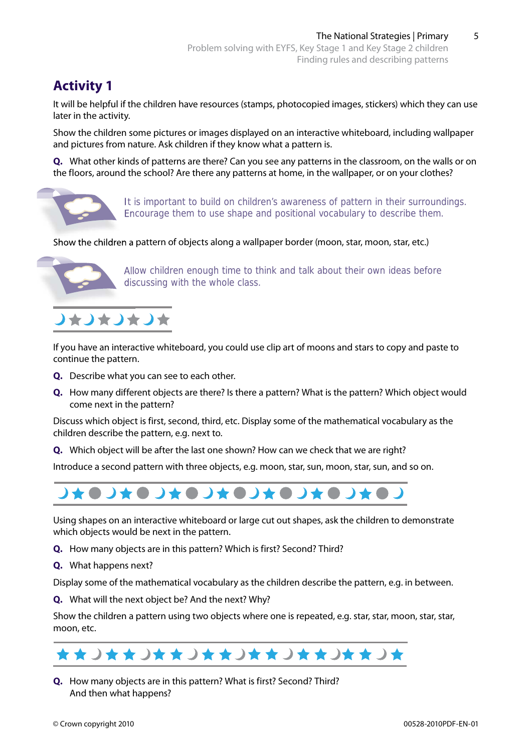## Activity 1

It will be helpful if the children have resources (stamps, photocopied images, stickers) which they can use later in the activity.

Show the children some pictures or images displayed on an interactive whiteboard, including wallpaper and pictures from nature. Ask children if they know what a pattern is.

**Q.** What other kinds of patterns are there? Can you see any patterns in the classroom, on the walls or on the floors, around the school? Are there any patterns at home, in the wallpaper, or on your clothes?

It is important to build on children's awareness of pattern in their surroundings. Encourage them to use shape and positional vocabulary to describe them.

Show the children a pattern of objects along a wallpaper border (moon, star, moon, star, etc.)

Allow children enough time to think and talk about their own ideas before discussing with the whole class.

If you have an interactive whiteboard, you could use clip art of moons and stars to copy and paste to continue the pattern.

**Q.** Describe what you can see to each other.

**Q.** How many different objects are there? Is there a pattern? What is the pattern? Which object would come next in the pattern?

Discuss which object is first, second, third, etc. Display some of the mathematical vocabulary as the children describe the pattern, e.g. next to.

**Q.** Which object will be after the last one shown? How can we check that we are right?

Introduce a second pattern with three objects, e.g. moon, star, sun, moon, star, sun, and so on.

Using shapes on an interactive whiteboard or large cut out shapes, ask the children to demonstrate which objects would be next in the pattern.

**Q.** How many objects are in this pattern? Which is first? Second? Third?

**Q.** What happens next?

Display some of the mathematical vocabulary as the children describe the pattern, e.g. in between.

**Q.** What will the next object be? And the next? Why?

Show the children a pattern using two objects where one is repeated, e.g. star, star, moon, star, star, moon, etc.

**Q.** How many objects are in this pattern? What is first? Second? Third? And then what happens?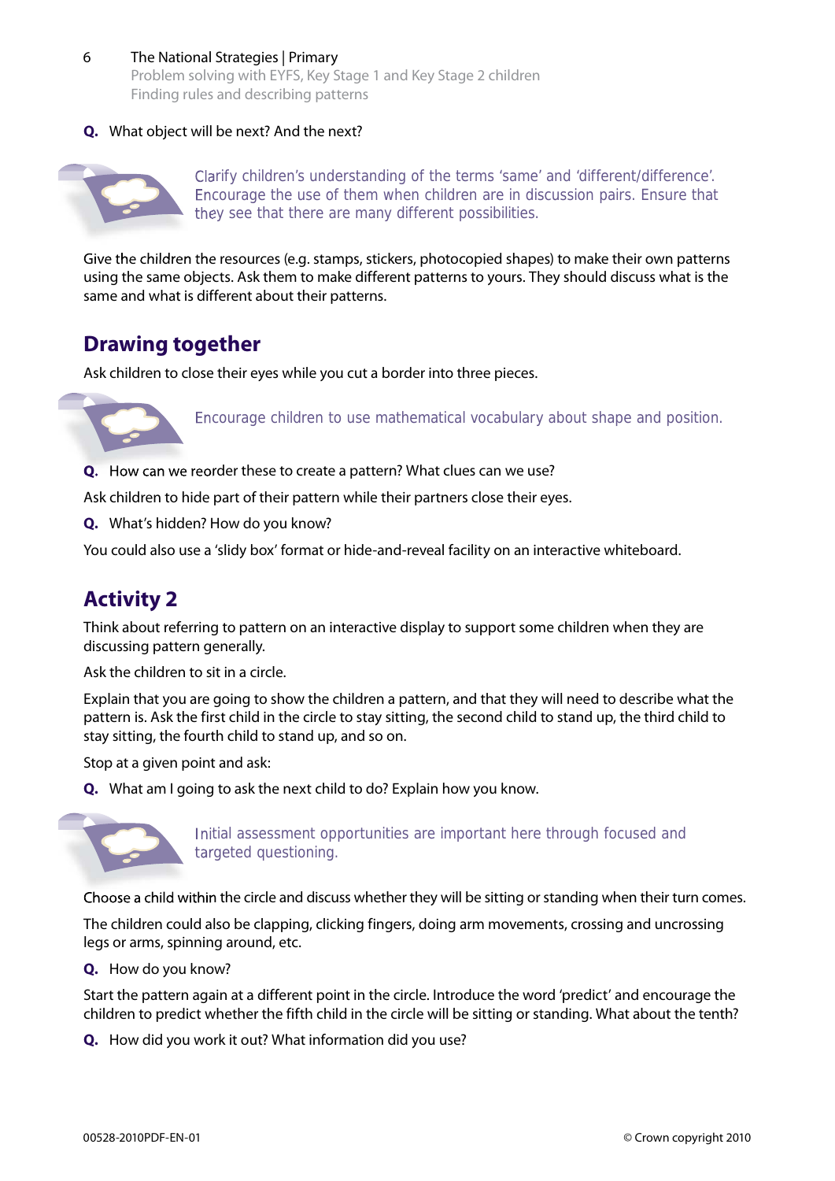**Q.** What object will be next? And the next?

Clarify children's understanding of the terms 'same' and 'different/difference'. Encourage the use of them when children are in discussion pairs. Ensure that they see that there are many different possibilities.

Give the children the resources (e.g. stamps, stickers, photocopied shapes) to make their own patterns using the same objects. Ask them to make different patterns to yours. They should discuss what is the same and what is different about their patterns.

## Drawing together

Ask children to close their eyes while you cut a border into three pieces.

Encourage children to use mathematical vocabulary about shape and position.

**Q.** How can we reorder these to create a pattern? What clues can we use?

Ask children to hide part of their pattern while their partners close their eyes.

**Q.** What's hidden? How do you know?

You could also use a 'slidy box' format or hide-and-reveal facility on an interactive whiteboard.

## Activity 2

Think about referring to pattern on an interactive display to support some children when they are discussing pattern generally.

Ask the children to sit in a circle.

Explain that you are going to show the children a pattern, and that they will need to describe what the pattern is. Ask the first child in the circle to stay sitting, the second child to stand up, the third child to stay sitting, the fourth child to stand up, and so on.

Stop at a given point and ask:

**Q.** What am I going to ask the next child to do? Explain how you know.

Initial assessment opportunities are important here through focused and targeted questioning.

Choose a child within the circle and discuss whether they will be sitting or standing when their turn comes.

The children could also be clapping, clicking fingers, doing arm movements, crossing and uncrossing legs or arms, spinning around, etc.

**Q.** How do you know?

Start the pattern again at a different point in the circle. Introduce the word 'predict' and encourage the children to predict whether the fifth child in the circle will be sitting or standing. What about the tenth?

**Q.** How did you work it out? What information did you use?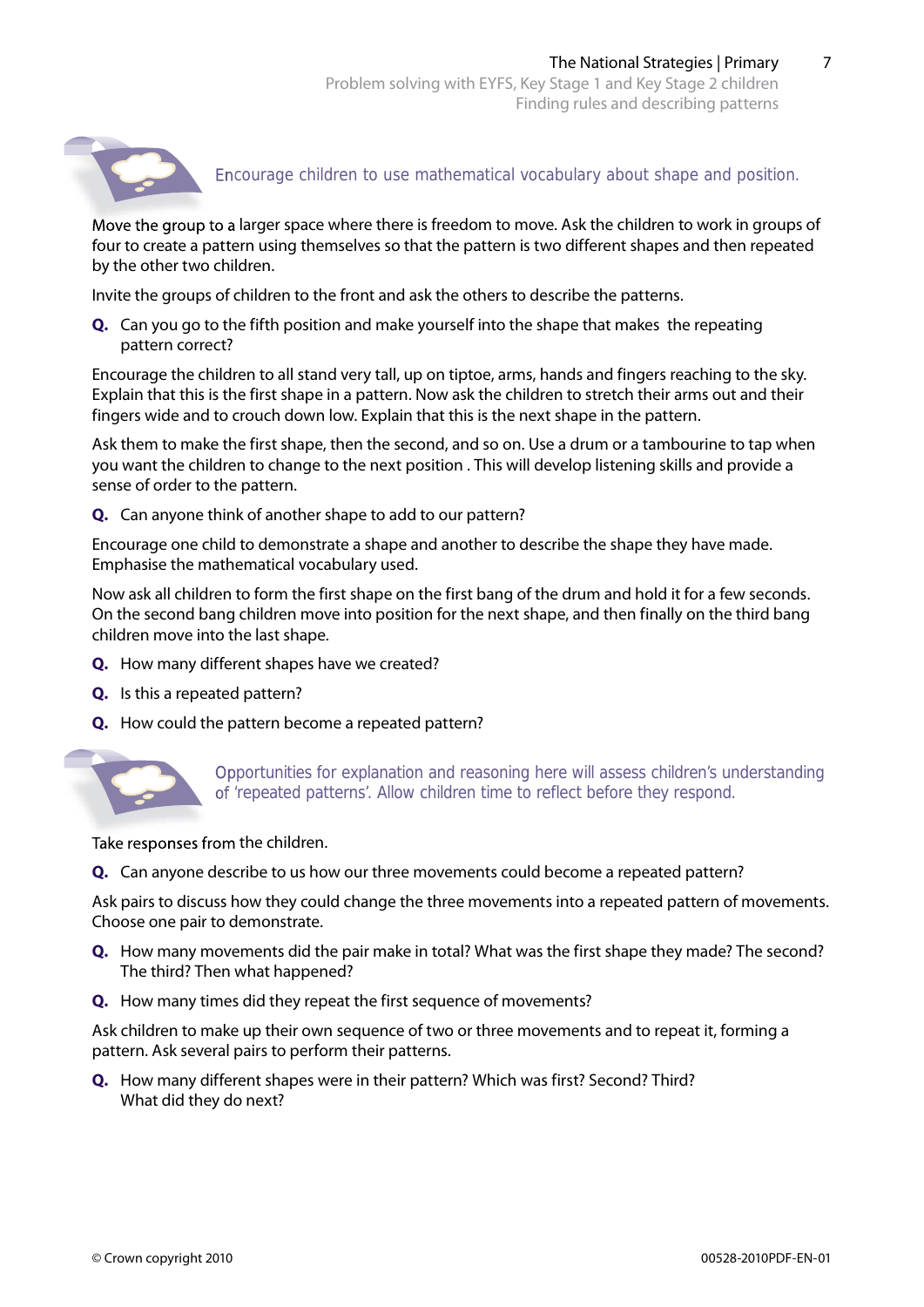*Encourage children to use mathematical vocabulary about shape and position.*

Move the group to a larger space where there is freedom to move. Ask the children to work in groups of four to create a pattern using themselves so that the pattern is two different shapes and then repeated by the other two children.

Invite the groups of children to the front and ask the others to describe the patterns.

**Q.** Can you go to the fifth position and make yourself into the shape that makes the repeating pattern correct?

Encourage the children to all stand very tall, up on tiptoe, arms, hands and fingers reaching to the sky. Explain that this is the first shape in a pattern. Now ask the children to stretch their arms out and their fingers wide and to crouch down low. Explain that this is the next shape in the pattern.

Ask them to make the first shape, then the second, and so on. Use a drum or a tambourine to tap when you want the children to change to the next position . This will develop listening skills and provide a sense of order to the pattern.

**Q.** Can anyone think of another shape to add to our pattern?

Encourage one child to demonstrate a shape and another to describe the shape they have made. Emphasise the mathematical vocabulary used.

Now ask all children to form the first shape on the first bang of the drum and hold it for a few seconds. On the second bang children move into position for the next shape, and then finally on the third bang children move into the last shape.

**Q.** How many different shapes have we created?

**Q.** Is this a repeated pattern?

**Q.** How could the pattern become a repeated pattern?

*Opportunities for explanation and reasoning here will assess children's understanding of 'repeated patterns'. Allow children time to reflect before they respond.*

Take responses from the children.

**Q.** Can anyone describe to us how our three movements could become a repeated pattern?

Ask pairs to discuss how they could change the three movements into a repeated pattern of movements. Choose one pair to demonstrate.

**Q.** How many movements did the pair make in total? What was the first shape they made? The second? The third? Then what happened?

**Q.** How many times did they repeat the first sequence of movements?

Ask children to make up their own sequence of two or three movements and to repeat it, forming a pattern. Ask several pairs to perform their patterns.

**Q.** How many different shapes were in their pattern? Which was first? Second? Third? What did they do next?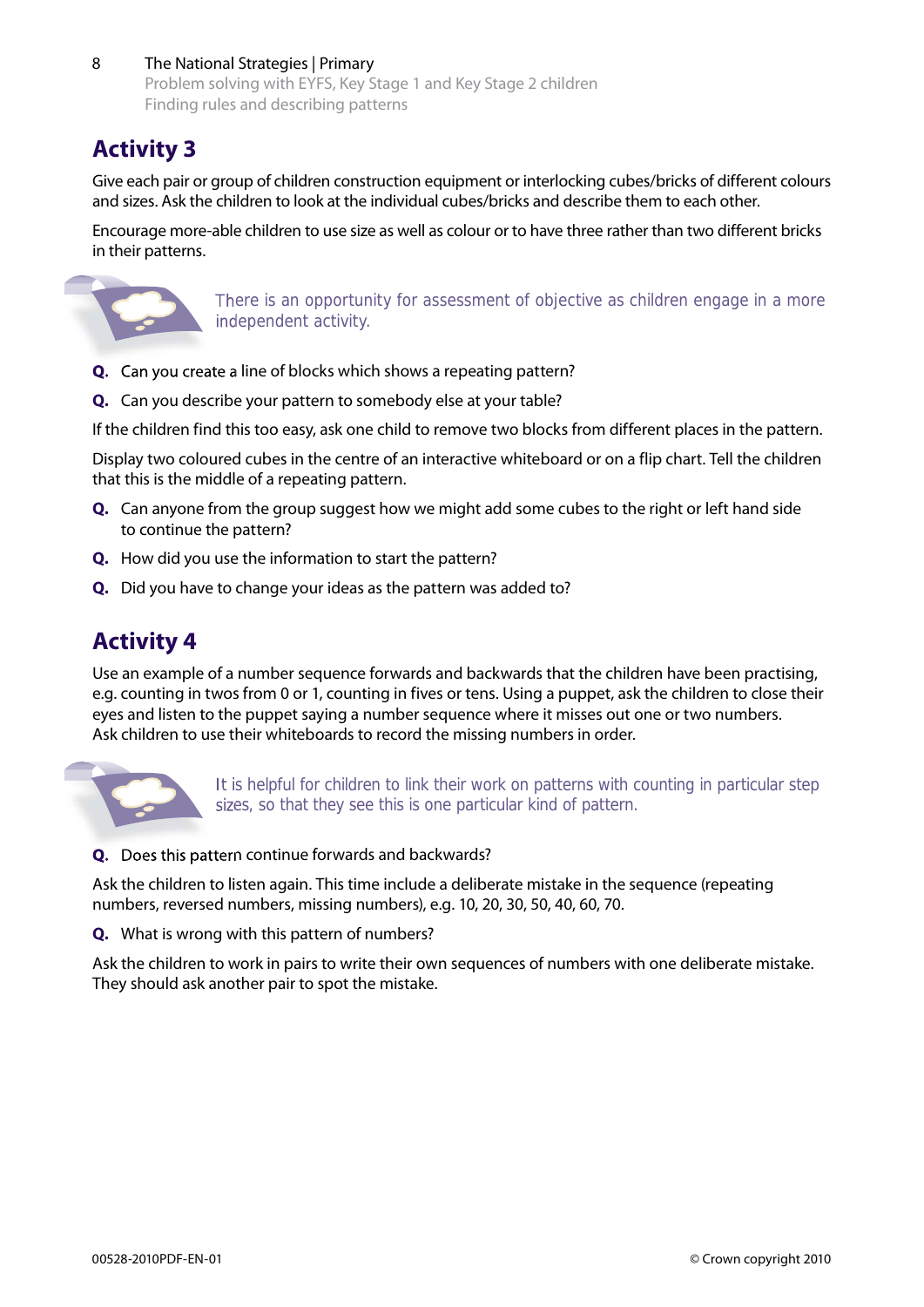## Activity 3

Give each pair or group of children construction equipment or interlocking cubes/bricks of different colours and sizes. Ask the children to look at the individual cubes/bricks and describe them to each other.

Encourage more-able children to use size as well as colour or to have three rather than two different bricks in their patterns.

There is an opportunity for assessment of objective as children engage in a more independent activity.

**Q.** Can you create a line of blocks which shows a repeating pattern?

**Q.** Can you describe your pattern to somebody else at your table?

If the children find this too easy, ask one child to remove two blocks from different places in the pattern.

Display two coloured cubes in the centre of an interactive whiteboard or on a flip chart. Tell the children that this is the middle of a repeating pattern.

**Q.** Can anyone from the group suggest how we might add some cubes to the right or left hand side to continue the pattern?

**Q.** How did you use the information to start the pattern?

**Q.** Did you have to change your ideas as the pattern was added to?

## Activity 4

Use an example of a number sequence forwards and backwards that the children have been practising, e.g. counting in twos from 0 or 1, counting in fives or tens. Using a puppet, ask the children to close their eyes and listen to the puppet saying a number sequence where it misses out one or two numbers. Ask children to use their whiteboards to record the missing numbers in order.

It is helpful for children to link their work on patterns with counting in particular step sizes, so that they see this is one particular kind of pattern.

**Q.** Does this pattern continue forwards and backwards?

Ask the children to listen again. This time include a deliberate mistake in the sequence (repeating numbers, reversed numbers, missing numbers), e.g. 10, 20, 30, 50, 40, 60, 70.

**Q.** What is wrong with this pattern of numbers?

Ask the children to work in pairs to write their own sequences of numbers with one deliberate mistake. They should ask another pair to spot the mistake.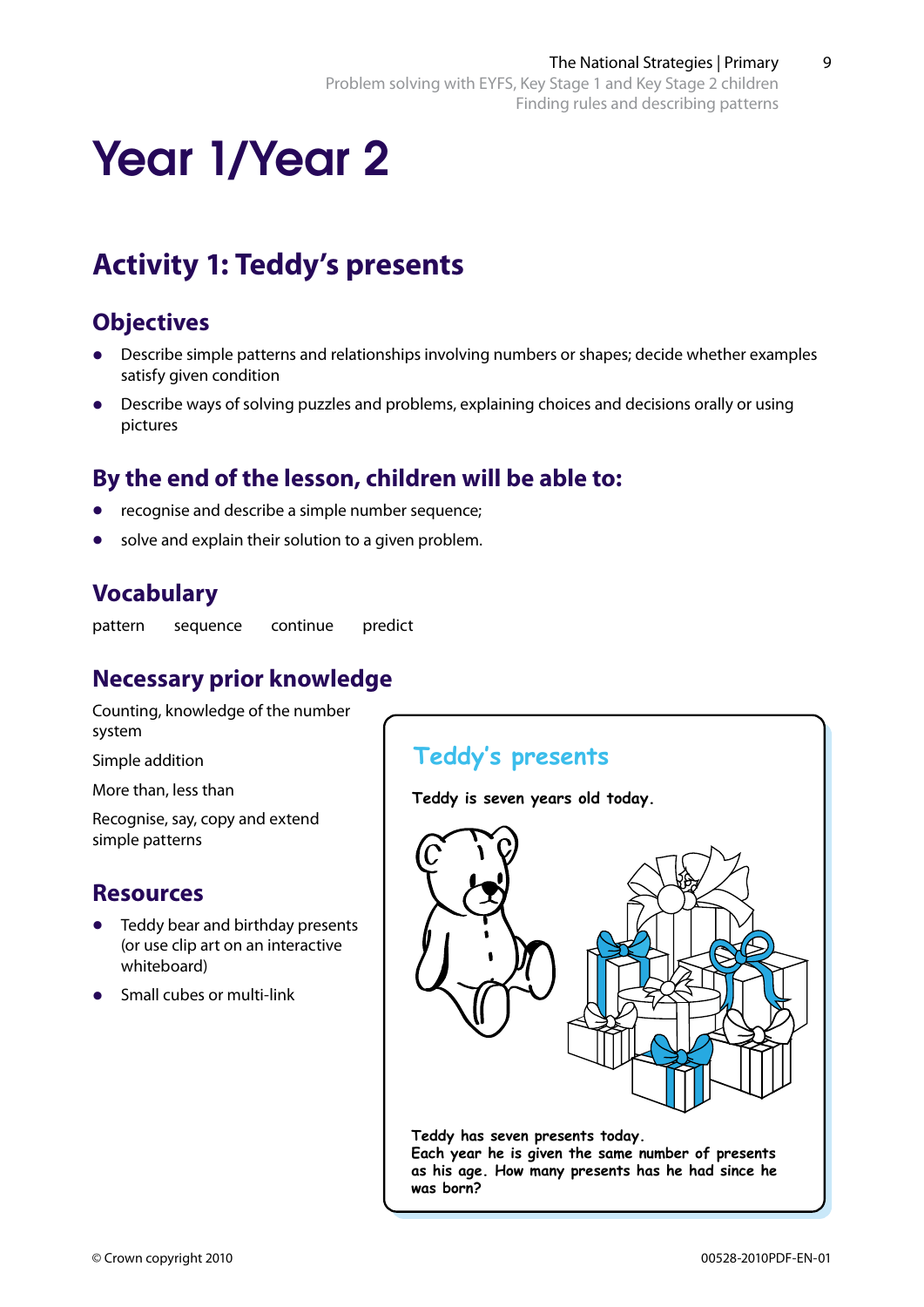# Year 1/Year 2

## Activity 1: Teddy's presents

### Objectives

- Describe simple patterns and relationships involving numbers or shapes; decide whether examples satisfy given condition
- Describe ways of solving puzzles and problems, explaining choices and decisions orally or using pictures

### By the end of the lesson, children will be able to:

- recognise and describe a simple number sequence;
- solve and explain their solution to a given problem.

### Vocabulary

pattern sequence continue predict

### Necessary prior knowledge

Counting, knowledge of the number system

Simple addition

More than, less than

Recognise, say, copy and extend simple patterns

### Resources

- Teddy bear and birthday presents (or use clip art on an interactive whiteboard)
- Small cubes or multi-link

**Teddy's presents**

**Teddy is seven years old today.**

**Teddy has seven presents today. Each year he is given the same number of presents as his age. How many presents has he had since he was born?**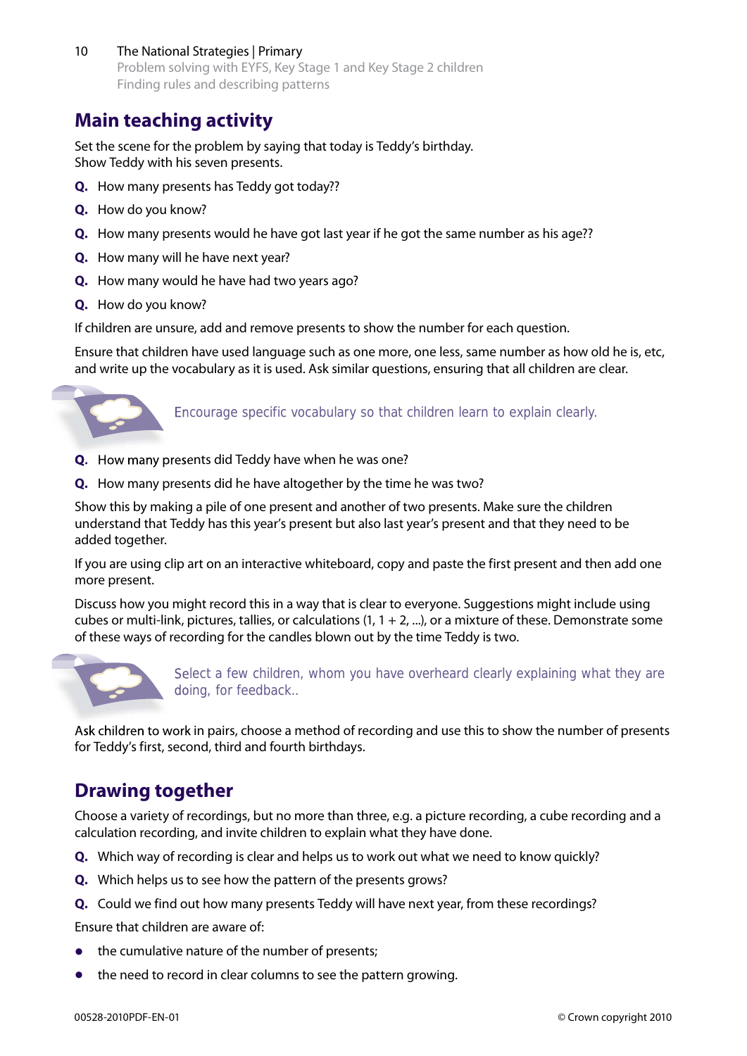## Main teaching activity

Set the scene for the problem by saying that today is Teddy's birthday.
Show Teddy with his seven presents.

**Q.** How many presents has Teddy got today??

**Q.** How do you know?

**Q.** How many presents would he have got last year if he got the same number as his age??

**Q.** How many will he have next year?

**Q.** How many would he have had two years ago?

**Q.** How do you know?

If children are unsure, add and remove presents to show the number for each question.

Ensure that children have used language such as one more, one less, same number as how old he is, etc, and write up the vocabulary as it is used. Ask similar questions, ensuring that all children are clear.

Encourage specific vocabulary so that children learn to explain clearly.

**Q.** How many presents did Teddy have when he was one?

**Q.** How many presents did he have altogether by the time he was two?

Show this by making a pile of one present and another of two presents. Make sure the children understand that Teddy has this year's present but also last year's present and that they need to be added together.

If you are using clip art on an interactive whiteboard, copy and paste the first present and then add one more present.

Discuss how you might record this in a way that is clear to everyone. Suggestions might include using cubes or multi-link, pictures, tallies, or calculations (1, 1 + 2, ...), or a mixture of these. Demonstrate some of these ways of recording for the candles blown out by the time Teddy is two.

Select a few children, whom you have overheard clearly explaining what they are doing, for feedback..

Ask children to work in pairs, choose a method of recording and use this to show the number of presents for Teddy's first, second, third and fourth birthdays.

## Drawing together

Choose a variety of recordings, but no more than three, e.g. a picture recording, a cube recording and a calculation recording, and invite children to explain what they have done.

**Q.** Which way of recording is clear and helps us to work out what we need to know quickly?

**Q.** Which helps us to see how the pattern of the presents grows?

**Q.** Could we find out how many presents Teddy will have next year, from these recordings?

Ensure that children are aware of:

- the cumulative nature of the number of presents;
- the need to record in clear columns to see the pattern growing.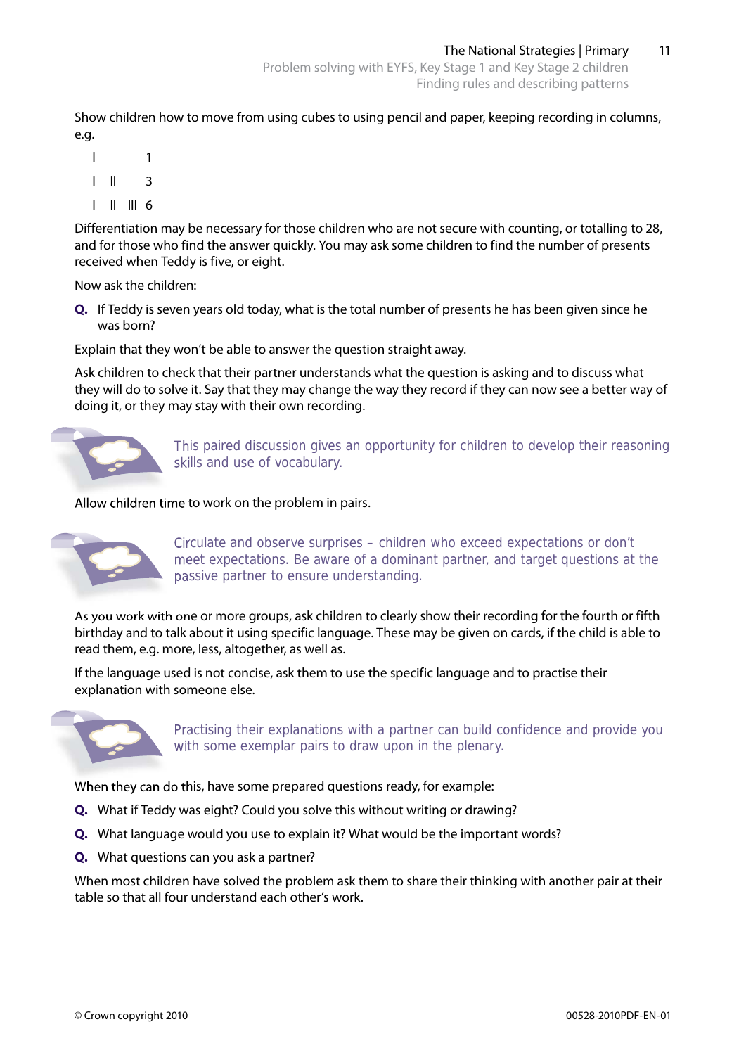Show children how to move from using cubes to using pencil and paper, keeping recording in columns, e.g.

```
I          1
I  II      3
I  II  III 6
```

Differentiation may be necessary for those children who are not secure with counting, or totalling to 28, and for those who find the answer quickly. You may ask some children to find the number of presents received when Teddy is five, or eight.

Now ask the children:

**Q.** If Teddy is seven years old today, what is the total number of presents he has been given since he was born?

Explain that they won't be able to answer the question straight away.

Ask children to check that their partner understands what the question is asking and to discuss what they will do to solve it. Say that they may change the way they record if they can now see a better way of doing it, or they may stay with their own recording.

This paired discussion gives an opportunity for children to develop their reasoning skills and use of vocabulary.

Allow children time to work on the problem in pairs.

Circulate and observe surprises – children who exceed expectations or don't meet expectations. Be aware of a dominant partner, and target questions at the passive partner to ensure understanding.

As you work with one or more groups, ask children to clearly show their recording for the fourth or fifth birthday and to talk about it using specific language. These may be given on cards, if the child is able to read them, e.g. more, less, altogether, as well as.

If the language used is not concise, ask them to use the specific language and to practise their explanation with someone else.

Practising their explanations with a partner can build confidence and provide you with some exemplar pairs to draw upon in the plenary.

When they can do this, have some prepared questions ready, for example:

**Q.** What if Teddy was eight? Could you solve this without writing or drawing?

**Q.** What language would you use to explain it? What would be the important words?

**Q.** What questions can you ask a partner?

When most children have solved the problem ask them to share their thinking with another pair at their table so that all four understand each other's work.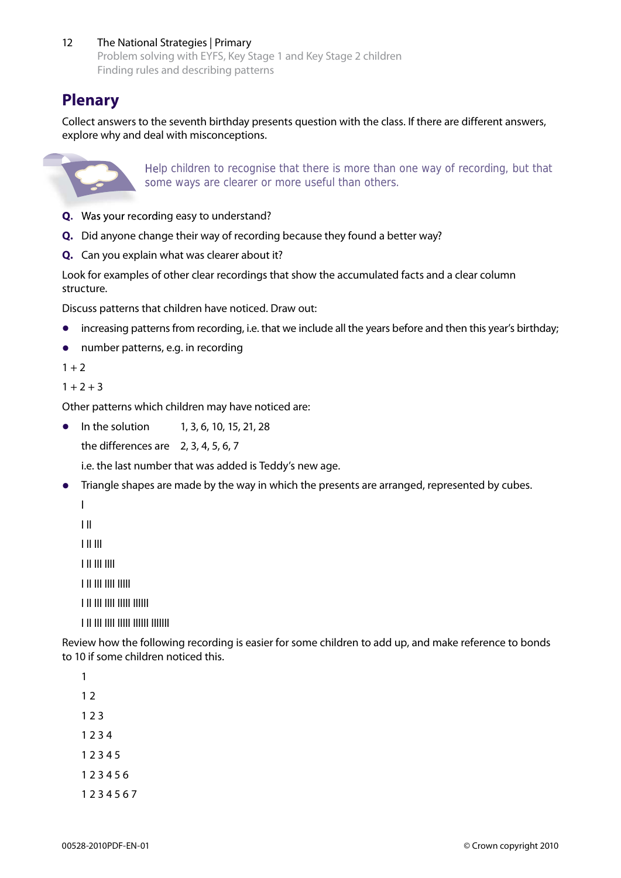## Plenary

Collect answers to the seventh birthday presents question with the class. If there are different answers, explore why and deal with misconceptions.

Help children to recognise that there is more than one way of recording, but that some ways are clearer or more useful than others.

**Q.** Was your recording easy to understand?

**Q.** Did anyone change their way of recording because they found a better way?

**Q.** Can you explain what was clearer about it?

Look for examples of other clear recordings that show the accumulated facts and a clear column structure.

Discuss patterns that children have noticed. Draw out:

- increasing patterns from recording, i.e. that we include all the years before and then this year's birthday;
- number patterns, e.g. in recording

1 + 2

1 + 2 + 3

Other patterns which children may have noticed are:

- In the solution 1, 3, 6, 10, 15, 21, 28

  the differences are 2, 3, 4, 5, 6, 7

  i.e. the last number that was added is Teddy's new age.

- Triangle shapes are made by the way in which the presents are arranged, represented by cubes.

```
I
I II
I II III
I II III IIII
I II III IIII IIIII
I II III IIII IIIII IIIIII
I II III IIII IIIII IIIIII IIIIIII
```

Review how the following recording is easier for some children to add up, and make reference to bonds to 10 if some children noticed this.

```
1
1 2
1 2 3
1 2 3 4
1 2 3 4 5
1 2 3 4 5 6
1 2 3 4 5 6 7
```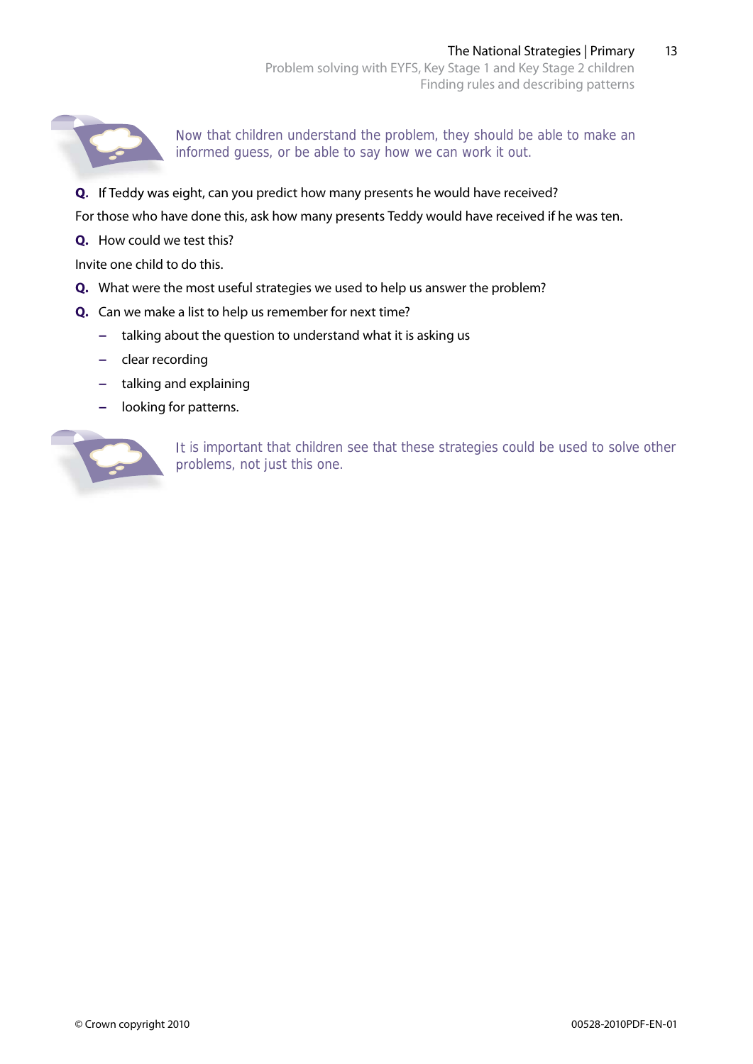Now that children understand the problem, they should be able to make an informed guess, or be able to say how we can work it out.

**Q.** If Teddy was eight, can you predict how many presents he would have received?

For those who have done this, ask how many presents Teddy would have received if he was ten.

**Q.** How could we test this?

Invite one child to do this.

**Q.** What were the most useful strategies we used to help us answer the problem?

**Q.** Can we make a list to help us remember for next time?

- talking about the question to understand what it is asking us
- clear recording
- talking and explaining
- looking for patterns.

It is important that children see that these strategies could be used to solve other problems, not just this one.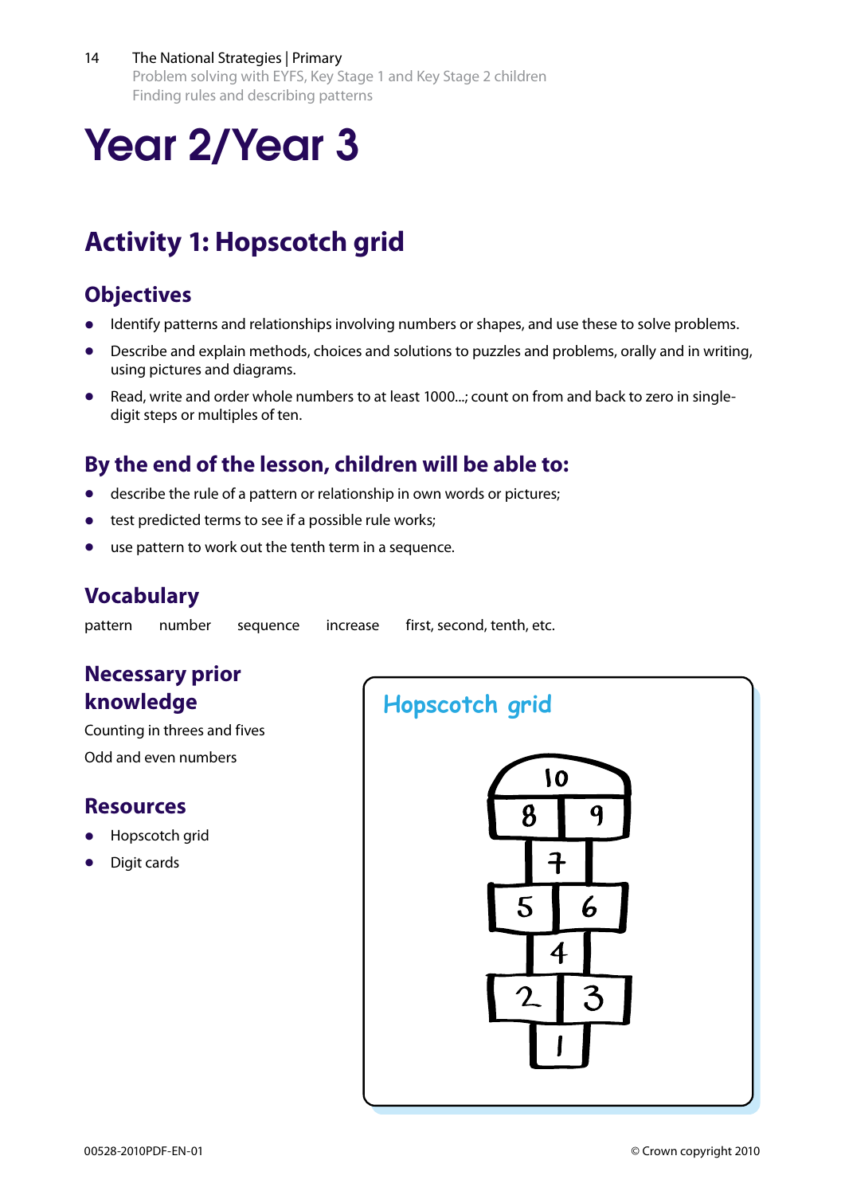# Year 2/Year 3

## Activity 1: Hopscotch grid

### Objectives

- Identify patterns and relationships involving numbers or shapes, and use these to solve problems.
- Describe and explain methods, choices and solutions to puzzles and problems, orally and in writing, using pictures and diagrams.
- Read, write and order whole numbers to at least 1000...; count on from and back to zero in single-digit steps or multiples of ten.

### By the end of the lesson, children will be able to:

- describe the rule of a pattern or relationship in own words or pictures;
- test predicted terms to see if a possible rule works;
- use pattern to work out the tenth term in a sequence.

### Vocabulary

pattern number sequence increase first, second, tenth, etc.

### Necessary prior knowledge

Counting in threes and fives

Odd and even numbers

### Resources

- Hopscotch grid
- Digit cards

**Hopscotch grid**

10
8 9
7
5 6
4
2 3
1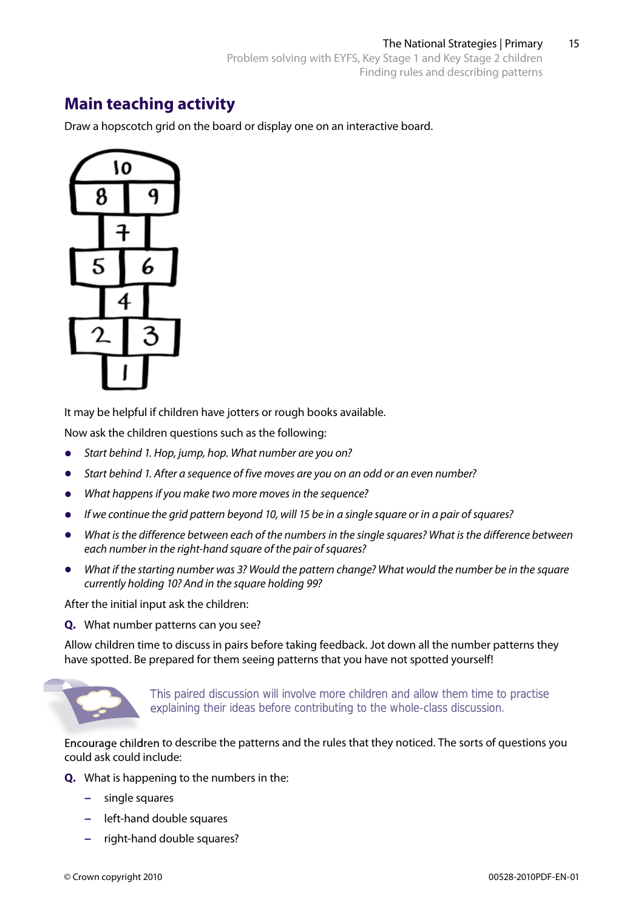## Main teaching activity

Draw a hopscotch grid on the board or display one on an interactive board.

It may be helpful if children have jotters or rough books available.

Now ask the children questions such as the following:

- *Start behind 1. Hop, jump, hop. What number are you on?*
- *Start behind 1. After a sequence of five moves are you on an odd or an even number?*
- *What happens if you make two more moves in the sequence?*
- *If we continue the grid pattern beyond 10, will 15 be in a single square or in a pair of squares?*
- *What is the difference between each of the numbers in the single squares? What is the difference between each number in the right-hand square of the pair of squares?*
- *What if the starting number was 3? Would the pattern change? What would the number be in the square currently holding 10? And in the square holding 99?*

After the initial input ask the children:

**Q.** What number patterns can you see?

Allow children time to discuss in pairs before taking feedback. Jot down all the number patterns they have spotted. Be prepared for them seeing patterns that you have not spotted yourself!

This paired discussion will involve more children and allow them time to practise explaining their ideas before contributing to the whole-class discussion.

Encourage children to describe the patterns and the rules that they noticed. The sorts of questions you could ask could include:

**Q.** What is happening to the numbers in the:

- single squares
- left-hand double squares
- right-hand double squares?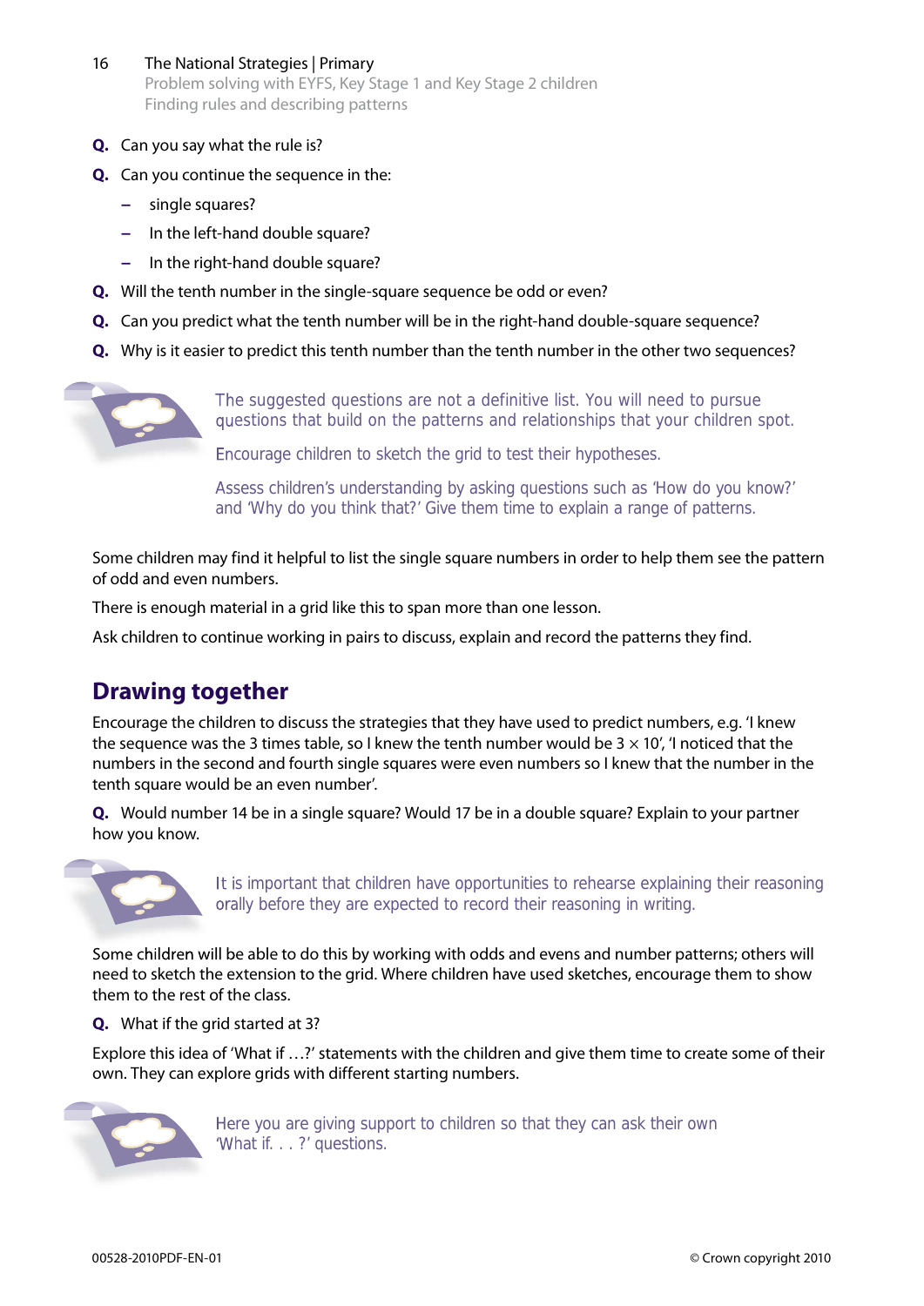**Q.** Can you say what the rule is?

**Q.** Can you continue the sequence in the:

- single squares?
- In the left-hand double square?
- In the right-hand double square?

**Q.** Will the tenth number in the single-square sequence be odd or even?

**Q.** Can you predict what the tenth number will be in the right-hand double-square sequence?

**Q.** Why is it easier to predict this tenth number than the tenth number in the other two sequences?

The suggested questions are not a definitive list. You will need to pursue questions that build on the patterns and relationships that your children spot.

Encourage children to sketch the grid to test their hypotheses.

Assess children's understanding by asking questions such as 'How do you know?' and 'Why do you think that?' Give them time to explain a range of patterns.

Some children may find it helpful to list the single square numbers in order to help them see the pattern of odd and even numbers.

There is enough material in a grid like this to span more than one lesson.

Ask children to continue working in pairs to discuss, explain and record the patterns they find.

## Drawing together

Encourage the children to discuss the strategies that they have used to predict numbers, e.g. 'I knew the sequence was the 3 times table, so I knew the tenth number would be $3 \times 10$', 'I noticed that the numbers in the second and fourth single squares were even numbers so I knew that the number in the tenth square would be an even number'.

**Q.** Would number 14 be in a single square? Would 17 be in a double square? Explain to your partner how you know.

It is important that children have opportunities to rehearse explaining their reasoning orally before they are expected to record their reasoning in writing.

Some children will be able to do this by working with odds and evens and number patterns; others will need to sketch the extension to the grid. Where children have used sketches, encourage them to show them to the rest of the class.

**Q.** What if the grid started at 3?

Explore this idea of 'What if …?' statements with the children and give them time to create some of their own. They can explore grids with different starting numbers.

Here you are giving support to children so that they can ask their own 'What if. . . ?' questions.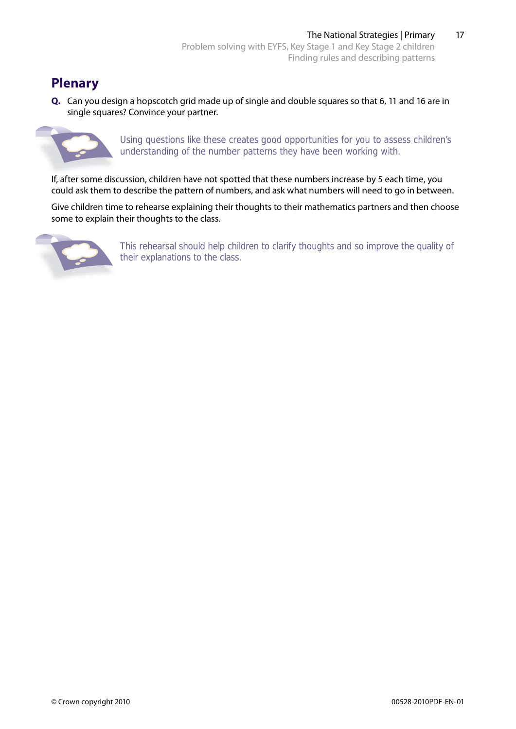## Plenary

**Q.** Can you design a hopscotch grid made up of single and double squares so that 6, 11 and 16 are in single squares? Convince your partner.

*Using questions like these creates good opportunities for you to assess children's understanding of the number patterns they have been working with.*

If, after some discussion, children have not spotted that these numbers increase by 5 each time, you could ask them to describe the pattern of numbers, and ask what numbers will need to go in between.

Give children time to rehearse explaining their thoughts to their mathematics partners and then choose some to explain their thoughts to the class.

*This rehearsal should help children to clarify thoughts and so improve the quality of their explanations to the class.*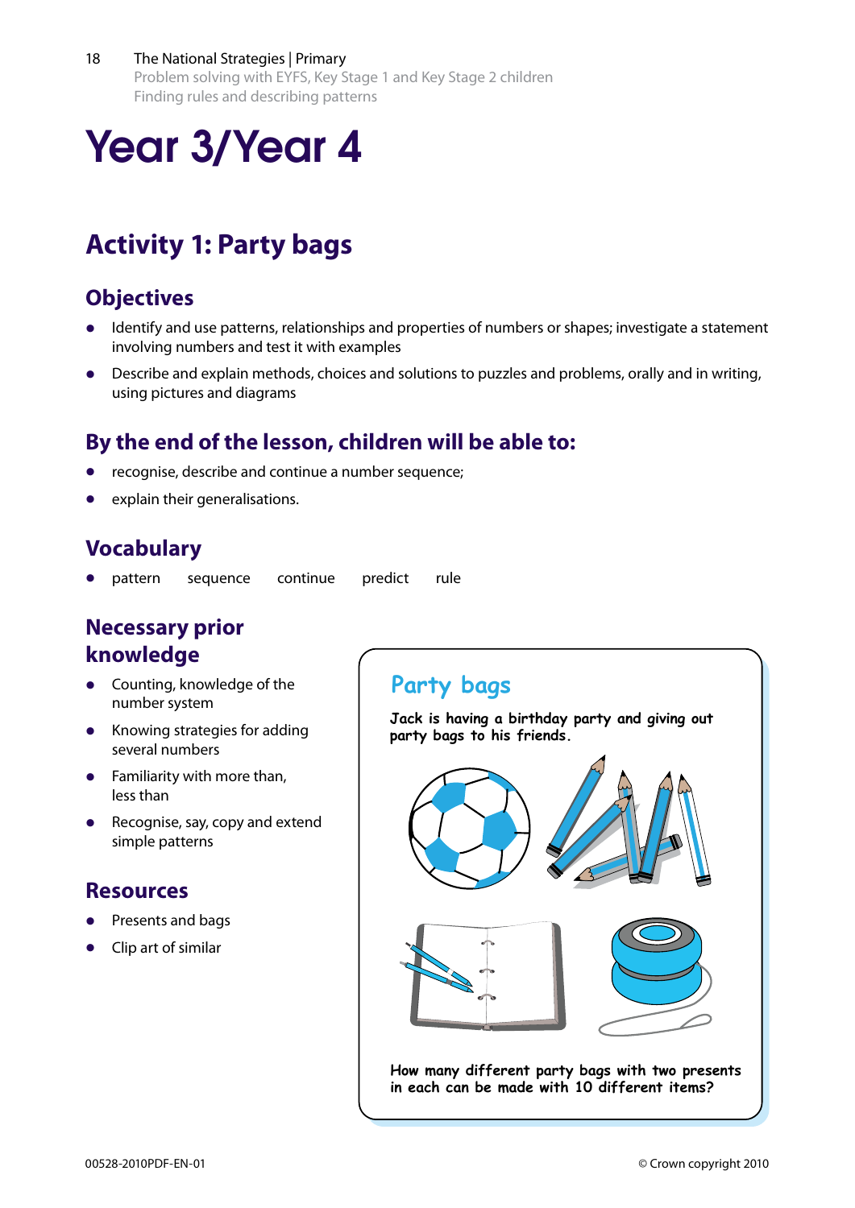# Year 3/Year 4

## Activity 1: Party bags

### Objectives

- Identify and use patterns, relationships and properties of numbers or shapes; investigate a statement involving numbers and test it with examples
- Describe and explain methods, choices and solutions to puzzles and problems, orally and in writing, using pictures and diagrams

### By the end of the lesson, children will be able to:

- recognise, describe and continue a number sequence;
- explain their generalisations.

### Vocabulary

- pattern sequence continue predict rule

### Necessary prior knowledge

- Counting, knowledge of the number system
- Knowing strategies for adding several numbers
- Familiarity with more than, less than
- Recognise, say, copy and extend simple patterns

### Resources

- Presents and bags
- Clip art of similar

**Party bags**

Jack is having a birthday party and giving out party bags to his friends.

How many different party bags with two presents in each can be made with 10 different items?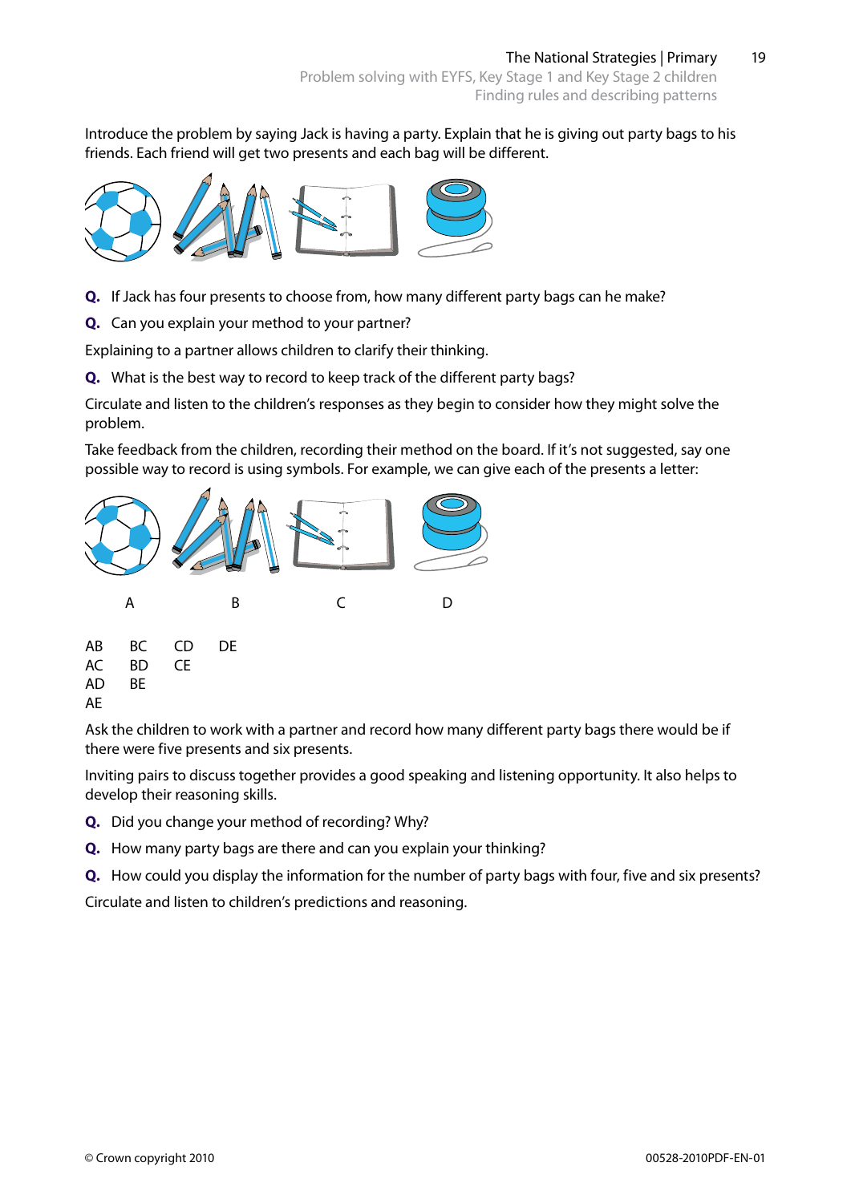Introduce the problem by saying Jack is having a party. Explain that he is giving out party bags to his friends. Each friend will get two presents and each bag will be different.

**Q.** If Jack has four presents to choose from, how many different party bags can he make?

**Q.** Can you explain your method to your partner?

Explaining to a partner allows children to clarify their thinking.

**Q.** What is the best way to record to keep track of the different party bags?

Circulate and listen to the children's responses as they begin to consider how they might solve the problem.

Take feedback from the children, recording their method on the board. If it's not suggested, say one possible way to record is using symbols. For example, we can give each of the presents a letter:

A B C D

| | | | |
|---|---|---|---|
| AB | BC | CD | DE |
| AC | BD | CE | |
| AD | BE | | |
| AE | | | |

Ask the children to work with a partner and record how many different party bags there would be if there were five presents and six presents.

Inviting pairs to discuss together provides a good speaking and listening opportunity. It also helps to develop their reasoning skills.

**Q.** Did you change your method of recording? Why?

**Q.** How many party bags are there and can you explain your thinking?

**Q.** How could you display the information for the number of party bags with four, five and six presents?

Circulate and listen to children's predictions and reasoning.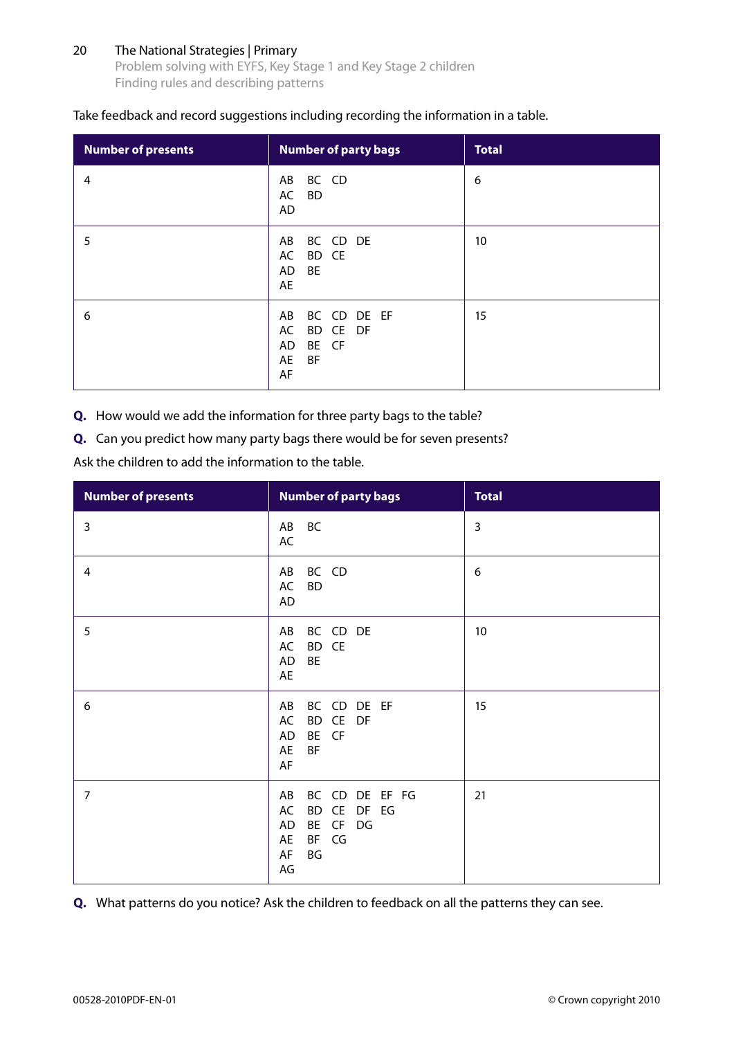Take feedback and record suggestions including recording the information in a table.

| Number of presents | Number of party bags | Total |
|---|---|---|
| 4 | AB BC CD<br>AC BD<br>AD | 6 |
| 5 | AB BC CD DE<br>AC BD CE<br>AD BE<br>AE | 10 |
| 6 | AB BC CD DE EF<br>AC BD CE DF<br>AD BE CF<br>AE BF<br>AF | 15 |

**Q.** How would we add the information for three party bags to the table?

**Q.** Can you predict how many party bags there would be for seven presents?

Ask the children to add the information to the table.

| Number of presents | Number of party bags | Total |
|---|---|---|
| 3 | AB BC<br>AC | 3 |
| 4 | AB BC CD<br>AC BD<br>AD | 6 |
| 5 | AB BC CD DE<br>AC BD CE<br>AD BE<br>AE | 10 |
| 6 | AB BC CD DE EF<br>AC BD CE DF<br>AD BE CF<br>AE BF<br>AF | 15 |
| 7 | AB BC CD DE EF FG<br>AC BD CE DF EG<br>AD BE CF DG<br>AE BF CG<br>AF BG<br>AG | 21 |

**Q.** What patterns do you notice? Ask the children to feedback on all the patterns they can see.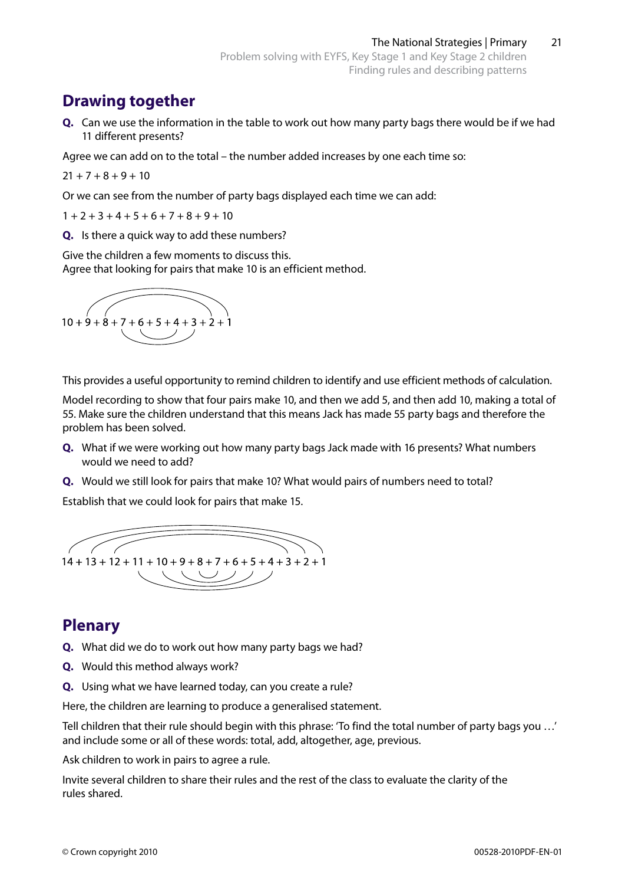## Drawing together

**Q.** Can we use the information in the table to work out how many party bags there would be if we had 11 different presents?

Agree we can add on to the total – the number added increases by one each time so:

21 + 7 + 8 + 9 + 10

Or we can see from the number of party bags displayed each time we can add:

1 + 2 + 3 + 4 + 5 + 6 + 7 + 8 + 9 + 10

**Q.** Is there a quick way to add these numbers?

Give the children a few moments to discuss this.
Agree that looking for pairs that make 10 is an efficient method.

10 + 9 + 8 + 7 + 6 + 5 + 4 + 3 + 2 + 1

This provides a useful opportunity to remind children to identify and use efficient methods of calculation.

Model recording to show that four pairs make 10, and then we add 5, and then add 10, making a total of 55. Make sure the children understand that this means Jack has made 55 party bags and therefore the problem has been solved.

**Q.** What if we were working out how many party bags Jack made with 16 presents? What numbers would we need to add?

**Q.** Would we still look for pairs that make 10? What would pairs of numbers need to total?

Establish that we could look for pairs that make 15.

14 + 13 + 12 + 11 + 10 + 9 + 8 + 7 + 6 + 5 + 4 + 3 + 2 + 1

## Plenary

**Q.** What did we do to work out how many party bags we had?

**Q.** Would this method always work?

**Q.** Using what we have learned today, can you create a rule?

Here, the children are learning to produce a generalised statement.

Tell children that their rule should begin with this phrase: 'To find the total number of party bags you …' and include some or all of these words: total, add, altogether, age, previous.

Ask children to work in pairs to agree a rule.

Invite several children to share their rules and the rest of the class to evaluate the clarity of the rules shared.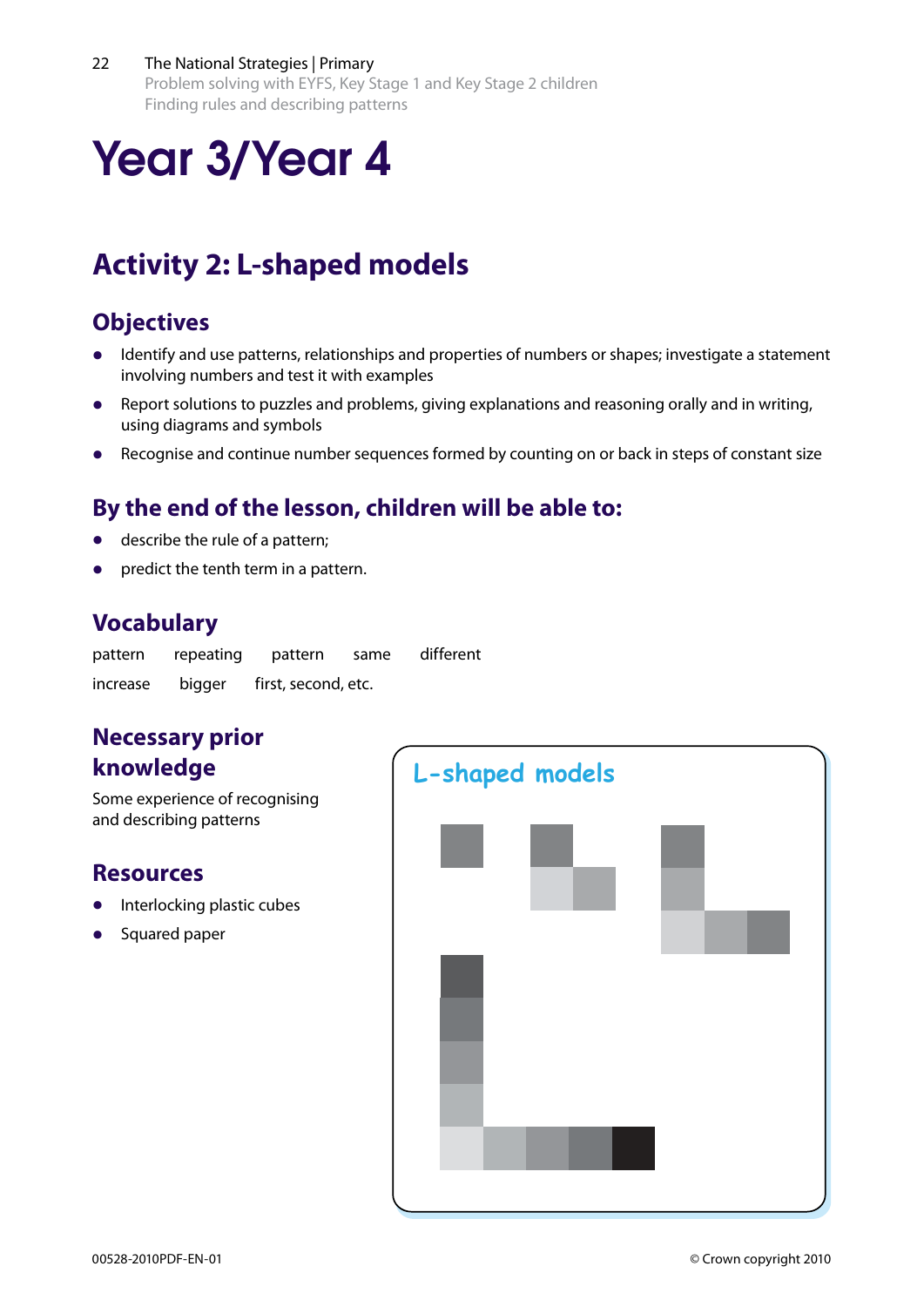# Year 3/Year 4

## Activity 2: L-shaped models

### Objectives

- Identify and use patterns, relationships and properties of numbers or shapes; investigate a statement involving numbers and test it with examples
- Report solutions to puzzles and problems, giving explanations and reasoning orally and in writing, using diagrams and symbols
- Recognise and continue number sequences formed by counting on or back in steps of constant size

### By the end of the lesson, children will be able to:

- describe the rule of a pattern;
- predict the tenth term in a pattern.

### Vocabulary

pattern repeating pattern same different

increase bigger first, second, etc.

### Necessary prior knowledge

Some experience of recognising and describing patterns

### Resources

- Interlocking plastic cubes
- Squared paper

**L-shaped models**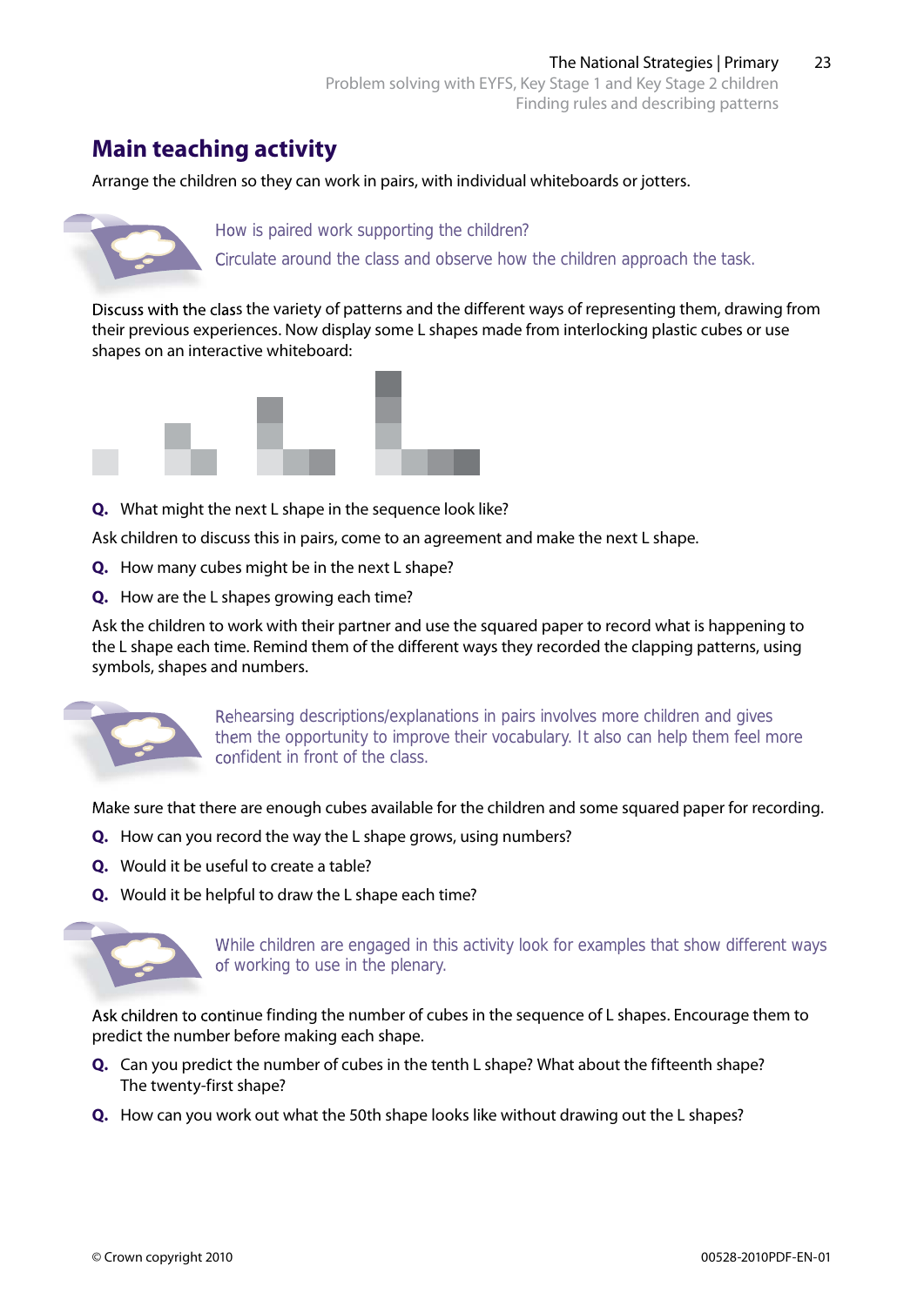## Main teaching activity

Arrange the children so they can work in pairs, with individual whiteboards or jotters.

How is paired work supporting the children?

Circulate around the class and observe how the children approach the task.

Discuss with the class the variety of patterns and the different ways of representing them, drawing from their previous experiences. Now display some L shapes made from interlocking plastic cubes or use shapes on an interactive whiteboard:

**Q.** What might the next L shape in the sequence look like?

Ask children to discuss this in pairs, come to an agreement and make the next L shape.

**Q.** How many cubes might be in the next L shape?

**Q.** How are the L shapes growing each time?

Ask the children to work with their partner and use the squared paper to record what is happening to the L shape each time. Remind them of the different ways they recorded the clapping patterns, using symbols, shapes and numbers.

Rehearsing descriptions/explanations in pairs involves more children and gives them the opportunity to improve their vocabulary. It also can help them feel more confident in front of the class.

Make sure that there are enough cubes available for the children and some squared paper for recording.

**Q.** How can you record the way the L shape grows, using numbers?

**Q.** Would it be useful to create a table?

**Q.** Would it be helpful to draw the L shape each time?

While children are engaged in this activity look for examples that show different ways of working to use in the plenary.

Ask children to continue finding the number of cubes in the sequence of L shapes. Encourage them to predict the number before making each shape.

**Q.** Can you predict the number of cubes in the tenth L shape? What about the fifteenth shape? The twenty-first shape?

**Q.** How can you work out what the 50th shape looks like without drawing out the L shapes?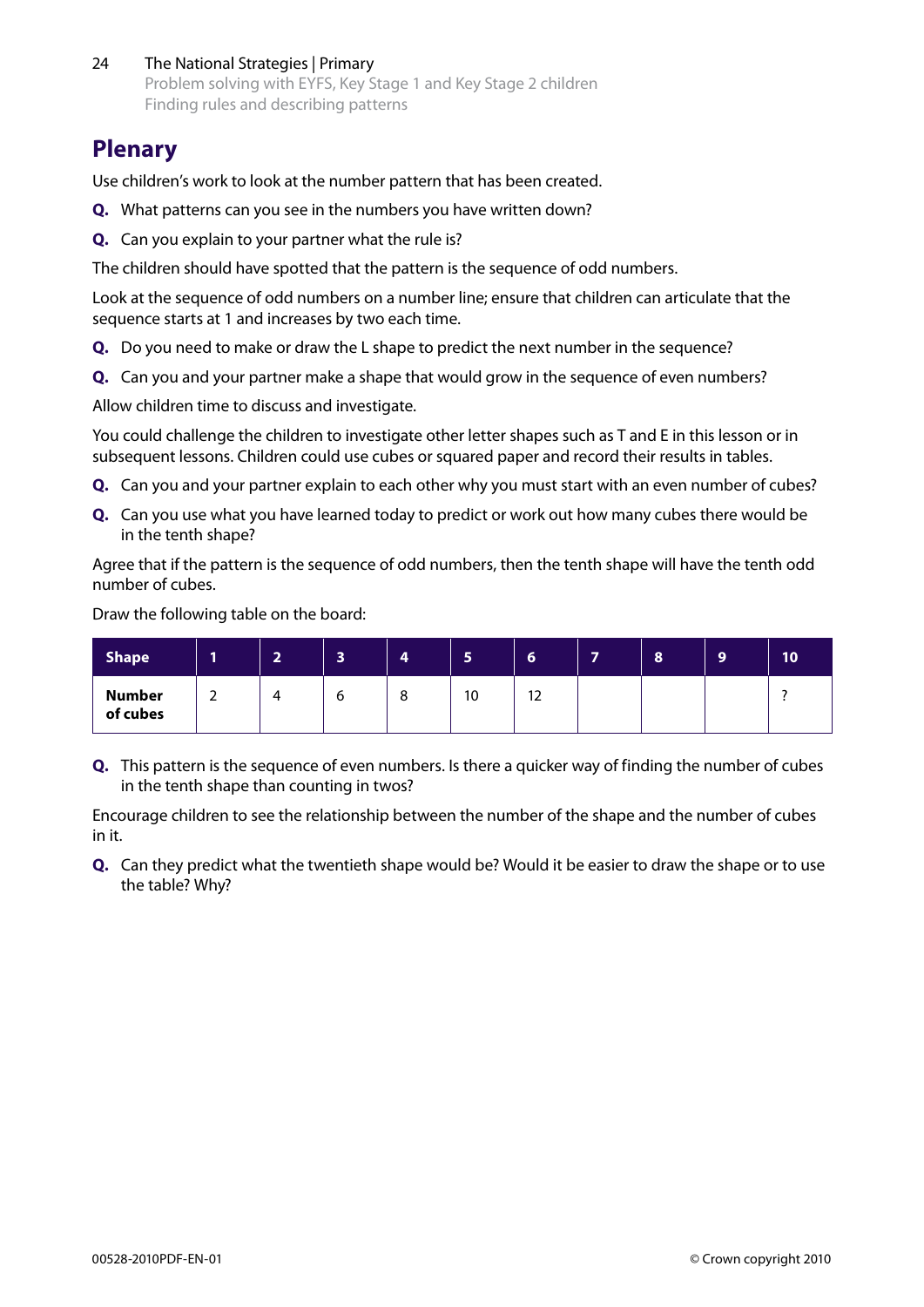## Plenary

Use children's work to look at the number pattern that has been created.

**Q.** What patterns can you see in the numbers you have written down?

**Q.** Can you explain to your partner what the rule is?

The children should have spotted that the pattern is the sequence of odd numbers.

Look at the sequence of odd numbers on a number line; ensure that children can articulate that the sequence starts at 1 and increases by two each time.

**Q.** Do you need to make or draw the L shape to predict the next number in the sequence?

**Q.** Can you and your partner make a shape that would grow in the sequence of even numbers?

Allow children time to discuss and investigate.

You could challenge the children to investigate other letter shapes such as T and E in this lesson or in subsequent lessons. Children could use cubes or squared paper and record their results in tables.

**Q.** Can you and your partner explain to each other why you must start with an even number of cubes?

**Q.** Can you use what you have learned today to predict or work out how many cubes there would be in the tenth shape?

Agree that if the pattern is the sequence of odd numbers, then the tenth shape will have the tenth odd number of cubes.

Draw the following table on the board:

| Shape | 1 | 2 | 3 | 4 | 5 | 6 | 7 | 8 | 9 | 10 |
|---|---|---|---|---|---|---|---|---|---|---|
| Number of cubes | 2 | 4 | 6 | 8 | 10 | 12 | | | | ? |

**Q.** This pattern is the sequence of even numbers. Is there a quicker way of finding the number of cubes in the tenth shape than counting in twos?

Encourage children to see the relationship between the number of the shape and the number of cubes in it.

**Q.** Can they predict what the twentieth shape would be? Would it be easier to draw the shape or to use the table? Why?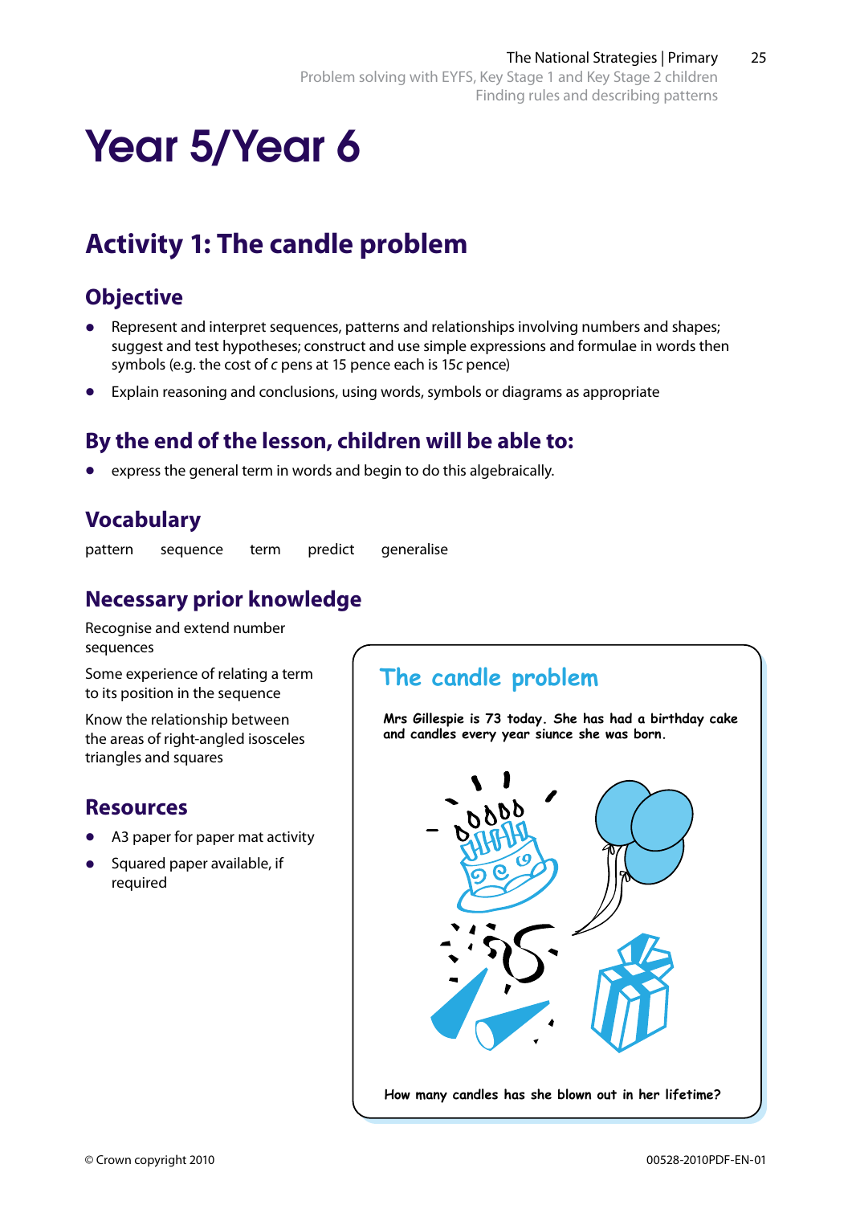# Year 5/Year 6

## Activity 1: The candle problem

### Objective

- Represent and interpret sequences, patterns and relationships involving numbers and shapes; suggest and test hypotheses; construct and use simple expressions and formulae in words then symbols (e.g. the cost of $c$ pens at 15 pence each is $15c$ pence)
- Explain reasoning and conclusions, using words, symbols or diagrams as appropriate

### By the end of the lesson, children will be able to:

- express the general term in words and begin to do this algebraically.

### Vocabulary

pattern    sequence    term    predict    generalise

### Necessary prior knowledge

Recognise and extend number sequences

Some experience of relating a term to its position in the sequence

Know the relationship between the areas of right-angled isosceles triangles and squares

### Resources

- A3 paper for paper mat activity
- Squared paper available, if required

**The candle problem**

**Mrs Gillespie is 73 today. She has had a birthday cake and candles every year siunce she was born.**

**How many candles has she blown out in her lifetime?**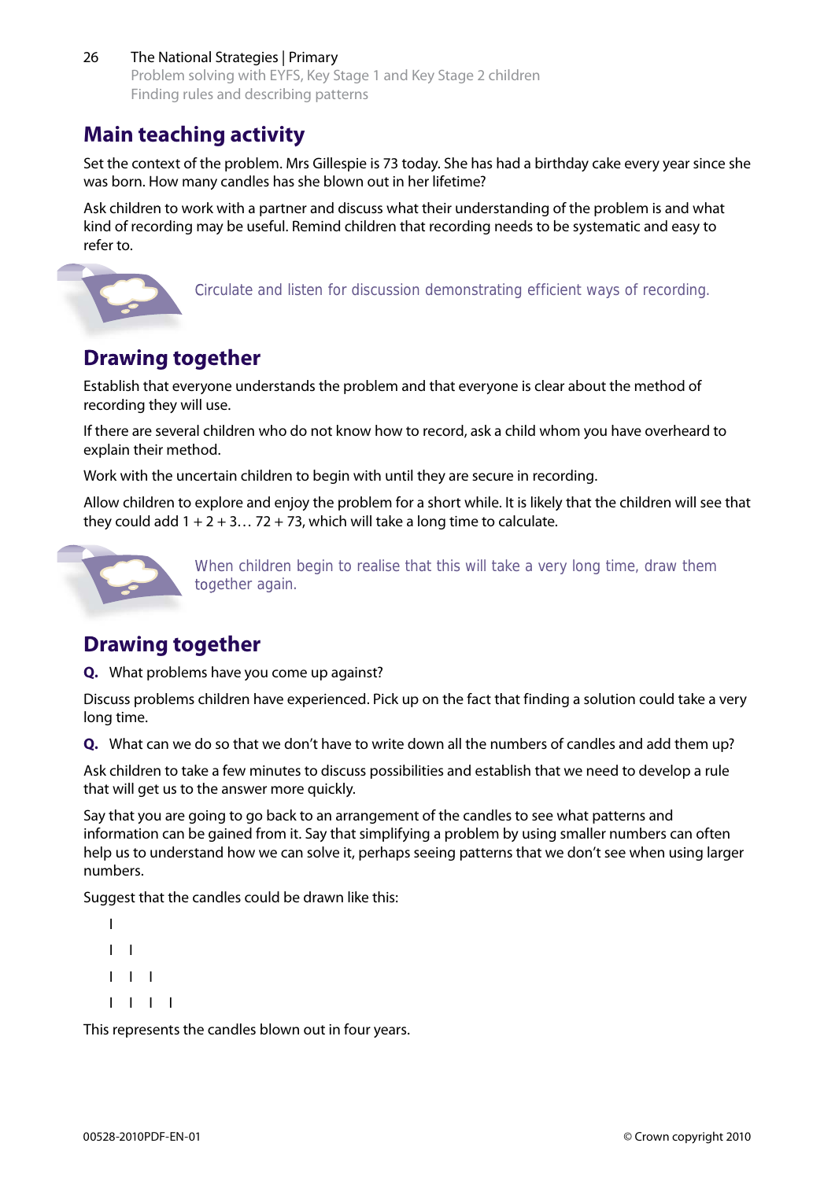## Main teaching activity

Set the context of the problem. Mrs Gillespie is 73 today. She has had a birthday cake every year since she was born. How many candles has she blown out in her lifetime?

Ask children to work with a partner and discuss what their understanding of the problem is and what kind of recording may be useful. Remind children that recording needs to be systematic and easy to refer to.

Circulate and listen for discussion demonstrating efficient ways of recording.

## Drawing together

Establish that everyone understands the problem and that everyone is clear about the method of recording they will use.

If there are several children who do not know how to record, ask a child whom you have overheard to explain their method.

Work with the uncertain children to begin with until they are secure in recording.

Allow children to explore and enjoy the problem for a short while. It is likely that the children will see that they could add 1 + 2 + 3… 72 + 73, which will take a long time to calculate.

When children begin to realise that this will take a very long time, draw them together again.

## Drawing together

**Q.** What problems have you come up against?

Discuss problems children have experienced. Pick up on the fact that finding a solution could take a very long time.

**Q.** What can we do so that we don't have to write down all the numbers of candles and add them up?

Ask children to take a few minutes to discuss possibilities and establish that we need to develop a rule that will get us to the answer more quickly.

Say that you are going to go back to an arrangement of the candles to see what patterns and information can be gained from it. Say that simplifying a problem by using smaller numbers can often help us to understand how we can solve it, perhaps seeing patterns that we don't see when using larger numbers.

Suggest that the candles could be drawn like this:

```
I
I  I
I  I  I
I  I  I  I
```

This represents the candles blown out in four years.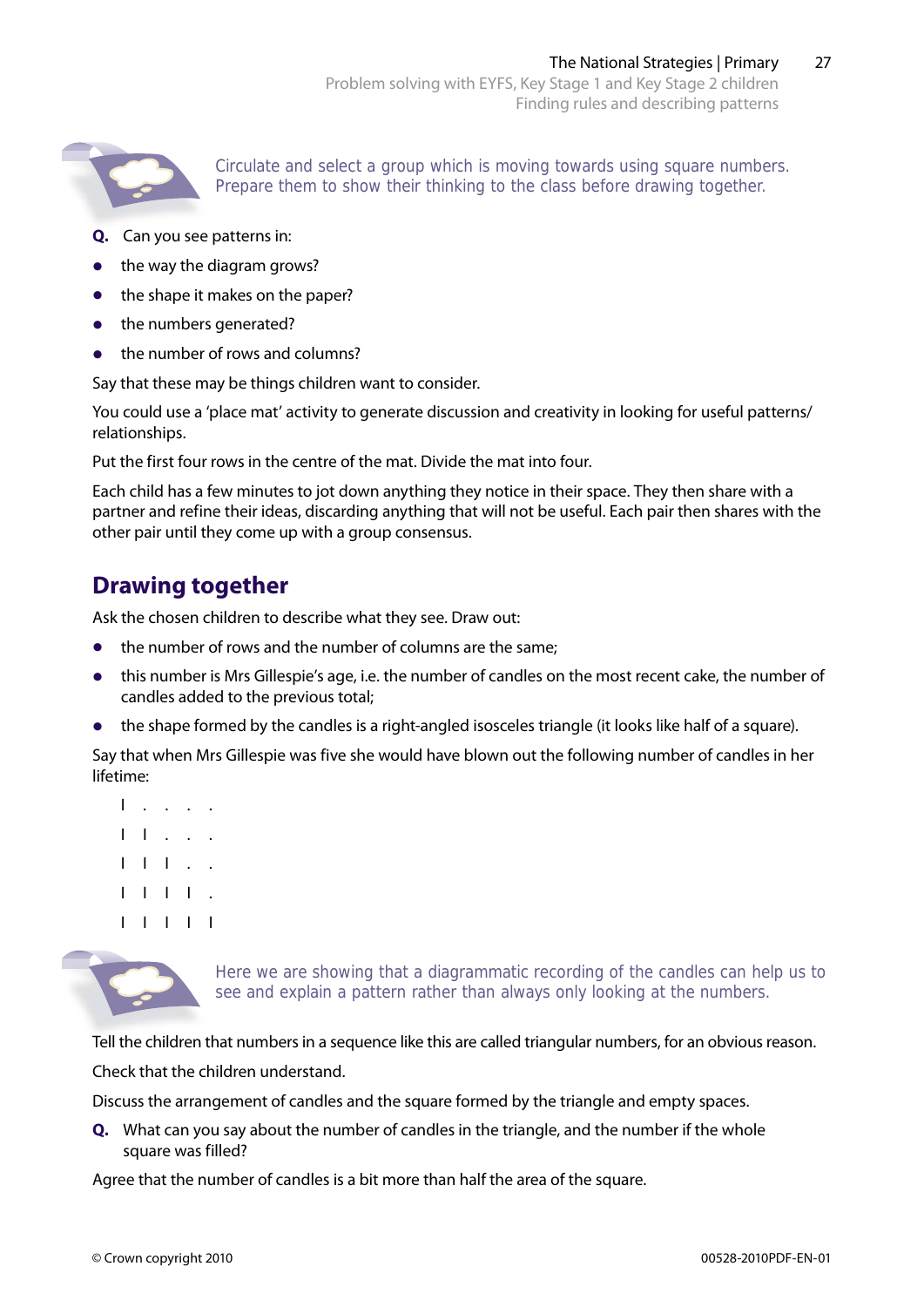Circulate and select a group which is moving towards using square numbers. Prepare them to show their thinking to the class before drawing together.

**Q.** Can you see patterns in:

- the way the diagram grows?
- the shape it makes on the paper?
- the numbers generated?
- the number of rows and columns?

Say that these may be things children want to consider.

You could use a 'place mat' activity to generate discussion and creativity in looking for useful patterns/relationships.

Put the first four rows in the centre of the mat. Divide the mat into four.

Each child has a few minutes to jot down anything they notice in their space. They then share with a partner and refine their ideas, discarding anything that will not be useful. Each pair then shares with the other pair until they come up with a group consensus.

## Drawing together

Ask the chosen children to describe what they see. Draw out:

- the number of rows and the number of columns are the same;
- this number is Mrs Gillespie's age, i.e. the number of candles on the most recent cake, the number of candles added to the previous total;
- the shape formed by the candles is a right-angled isosceles triangle (it looks like half of a square).

Say that when Mrs Gillespie was five she would have blown out the following number of candles in her lifetime:

```
I . . . .
I I . . .
I I I . .
I I I I .
I I I I I
```

Here we are showing that a diagrammatic recording of the candles can help us to see and explain a pattern rather than always only looking at the numbers.

Tell the children that numbers in a sequence like this are called triangular numbers, for an obvious reason.

Check that the children understand.

Discuss the arrangement of candles and the square formed by the triangle and empty spaces.

**Q.** What can you say about the number of candles in the triangle, and the number if the whole square was filled?

Agree that the number of candles is a bit more than half the area of the square.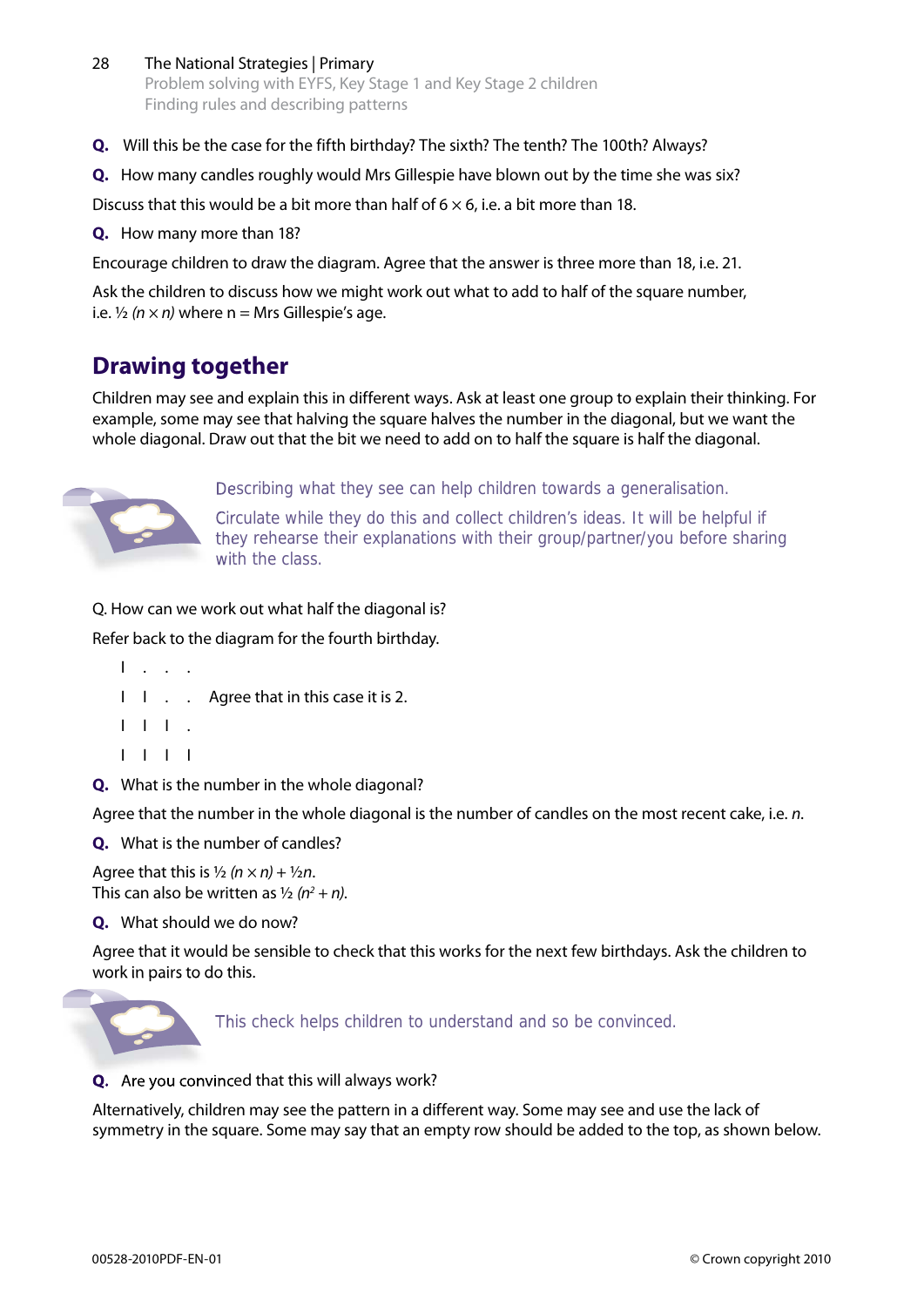**Q.** Will this be the case for the fifth birthday? The sixth? The tenth? The 100th? Always?

**Q.** How many candles roughly would Mrs Gillespie have blown out by the time she was six?

Discuss that this would be a bit more than half of $6 \times 6$, i.e. a bit more than 18.

**Q.** How many more than 18?

Encourage children to draw the diagram. Agree that the answer is three more than 18, i.e. 21.

Ask the children to discuss how we might work out what to add to half of the square number, i.e. $\frac{1}{2}(n \times n)$ where n = Mrs Gillespie's age.

## Drawing together

Children may see and explain this in different ways. Ask at least one group to explain their thinking. For example, some may see that halving the square halves the number in the diagonal, but we want the whole diagonal. Draw out that the bit we need to add on to half the square is half the diagonal.

Describing what they see can help children towards a generalisation.

Circulate while they do this and collect children's ideas. It will be helpful if they rehearse their explanations with their group/partner/you before sharing with the class.

Q. How can we work out what half the diagonal is?

Refer back to the diagram for the fourth birthday.

```
I  .  .  .
I  I  .  .     Agree that in this case it is 2.
I  I  I  .
I  I  I  I
```

**Q.** What is the number in the whole diagonal?

Agree that the number in the whole diagonal is the number of candles on the most recent cake, i.e. *n*.

**Q.** What is the number of candles?

Agree that this is $\frac{1}{2}(n \times n) + \frac{1}{2}n$.
This can also be written as $\frac{1}{2}(n^2 + n)$.

**Q.** What should we do now?

Agree that it would be sensible to check that this works for the next few birthdays. Ask the children to work in pairs to do this.

This check helps children to understand and so be convinced.

**Q.** Are you convinced that this will always work?

Alternatively, children may see the pattern in a different way. Some may see and use the lack of symmetry in the square. Some may say that an empty row should be added to the top, as shown below.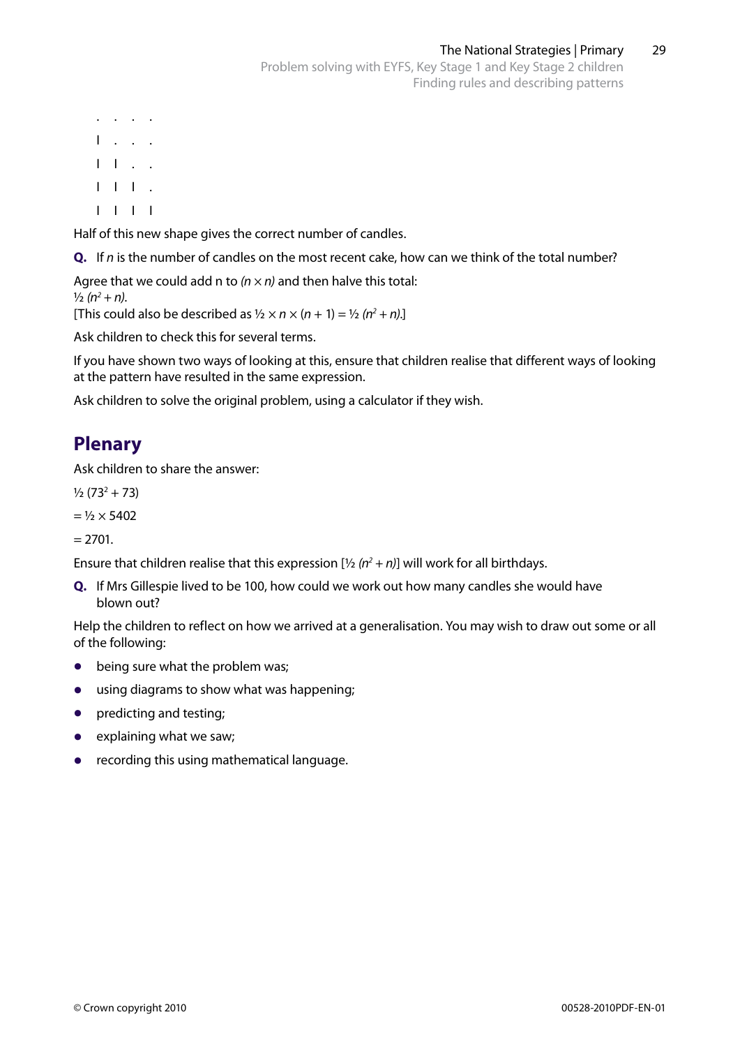```
.   .   .   .
I   .   .   .
I   I   .   .
I   I   I   .
I   I   I   I
```

Half of this new shape gives the correct number of candles.

**Q.** If $n$ is the number of candles on the most recent cake, how can we think of the total number?

Agree that we could add n to $(n \times n)$ and then halve this total:
$\frac{1}{2}(n^2 + n)$.
[This could also be described as $\frac{1}{2} \times n \times (n + 1) = \frac{1}{2}(n^2 + n)$.]

Ask children to check this for several terms.

If you have shown two ways of looking at this, ensure that children realise that different ways of looking at the pattern have resulted in the same expression.

Ask children to solve the original problem, using a calculator if they wish.

## Plenary

Ask children to share the answer:

$\frac{1}{2}(73^2 + 73)$

$= \frac{1}{2} \times 5402$

$= 2701$.

Ensure that children realise that this expression [$\frac{1}{2}(n^2 + n)$] will work for all birthdays.

**Q.** If Mrs Gillespie lived to be 100, how could we work out how many candles she would have blown out?

Help the children to reflect on how we arrived at a generalisation. You may wish to draw out some or all of the following:

- being sure what the problem was;
- using diagrams to show what was happening;
- predicting and testing;
- explaining what we saw;
- recording this using mathematical language.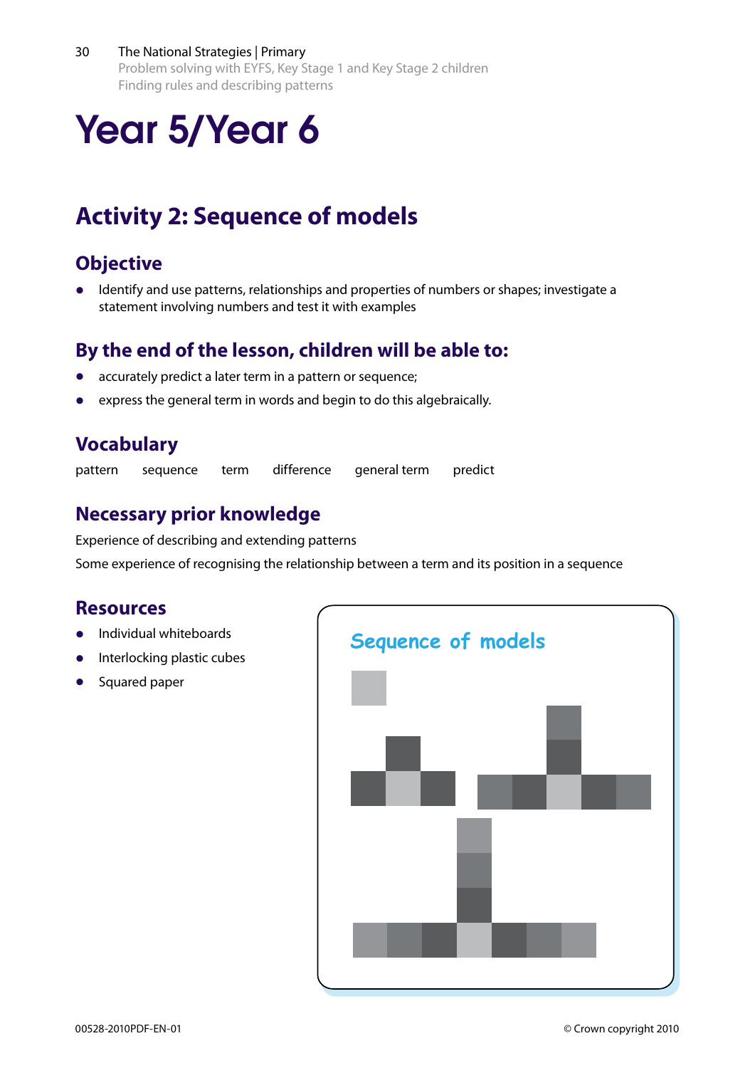# Year 5/Year 6

## Activity 2: Sequence of models

### Objective

- Identify and use patterns, relationships and properties of numbers or shapes; investigate a statement involving numbers and test it with examples

### By the end of the lesson, children will be able to:

- accurately predict a later term in a pattern or sequence;
- express the general term in words and begin to do this algebraically.

### Vocabulary

pattern sequence term difference general term predict

### Necessary prior knowledge

Experience of describing and extending patterns

Some experience of recognising the relationship between a term and its position in a sequence

### Resources

- Individual whiteboards
- Interlocking plastic cubes
- Squared paper

**Sequence of models**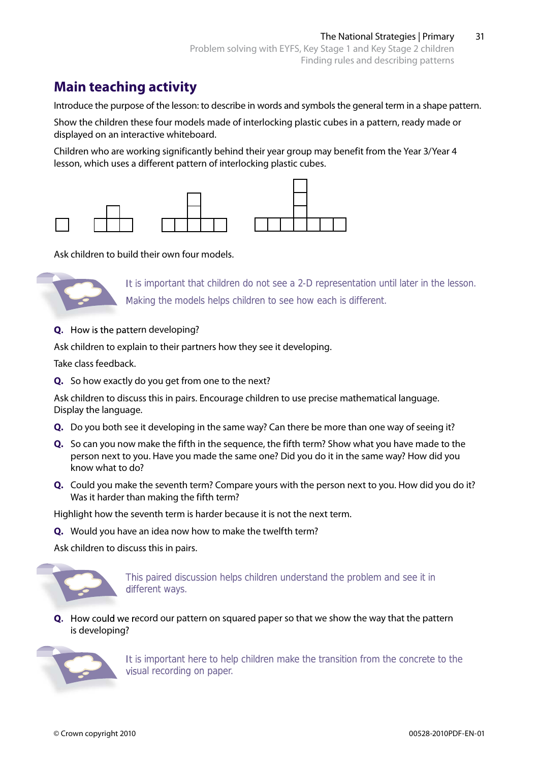## Main teaching activity

Introduce the purpose of the lesson: to describe in words and symbols the general term in a shape pattern.

Show the children these four models made of interlocking plastic cubes in a pattern, ready made or displayed on an interactive whiteboard.

Children who are working significantly behind their year group may benefit from the Year 3/Year 4 lesson, which uses a different pattern of interlocking plastic cubes.

Ask children to build their own four models.

It is important that children do not see a 2-D representation until later in the lesson. Making the models helps children to see how each is different.

**Q.** How is the pattern developing?

Ask children to explain to their partners how they see it developing.

Take class feedback.

**Q.** So how exactly do you get from one to the next?

Ask children to discuss this in pairs. Encourage children to use precise mathematical language. Display the language.

**Q.** Do you both see it developing in the same way? Can there be more than one way of seeing it?

**Q.** So can you now make the fifth in the sequence, the fifth term? Show what you have made to the person next to you. Have you made the same one? Did you do it in the same way? How did you know what to do?

**Q.** Could you make the seventh term? Compare yours with the person next to you. How did you do it? Was it harder than making the fifth term?

Highlight how the seventh term is harder because it is not the next term.

**Q.** Would you have an idea now how to make the twelfth term?

Ask children to discuss this in pairs.

This paired discussion helps children understand the problem and see it in different ways.

**Q.** How could we record our pattern on squared paper so that we show the way that the pattern is developing?

It is important here to help children make the transition from the concrete to the visual recording on paper.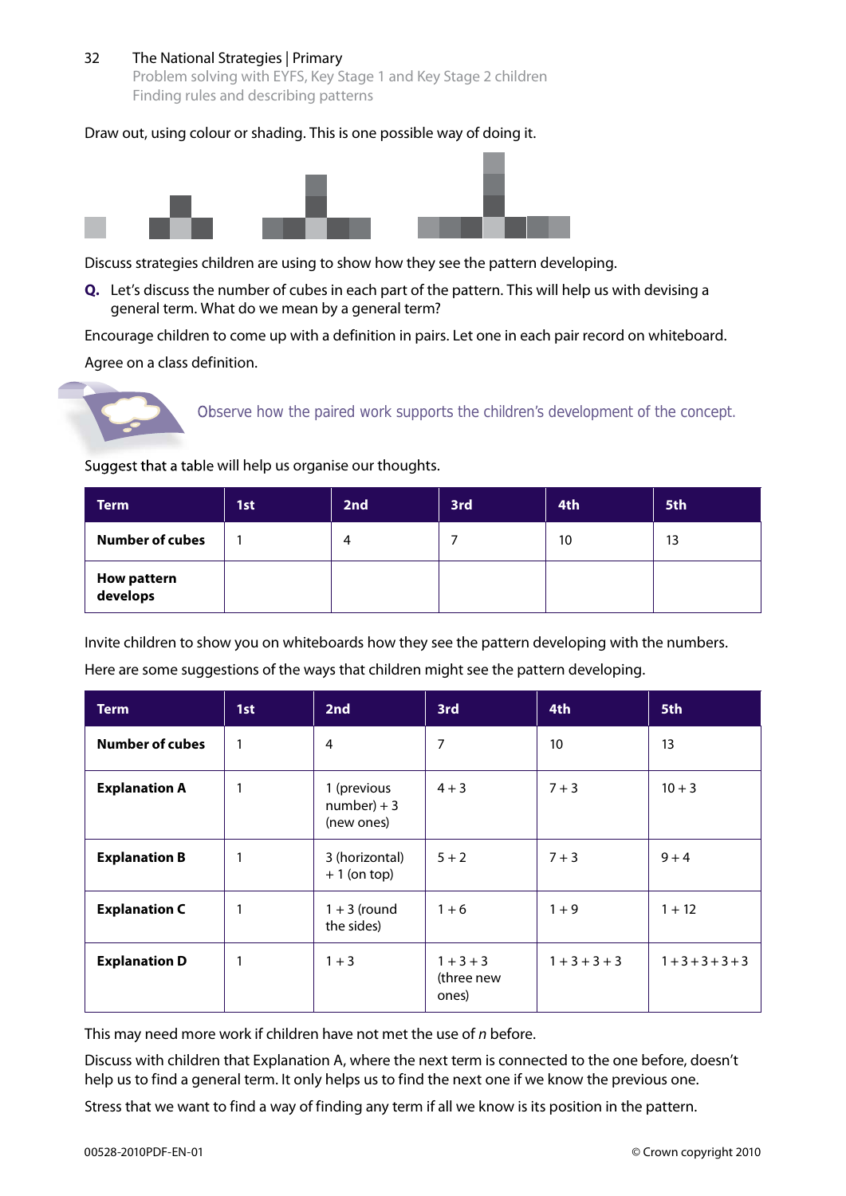Draw out, using colour or shading. This is one possible way of doing it.

Discuss strategies children are using to show how they see the pattern developing.

**Q.** Let's discuss the number of cubes in each part of the pattern. This will help us with devising a general term. What do we mean by a general term?

Encourage children to come up with a definition in pairs. Let one in each pair record on whiteboard.

Agree on a class definition.

Observe how the paired work supports the children's development of the concept.

Suggest that a table will help us organise our thoughts.

| Term | 1st | 2nd | 3rd | 4th | 5th |
|---|---|---|---|---|---|
| **Number of cubes** | 1 | 4 | 7 | 10 | 13 |
| **How pattern develops** | | | | | |

Invite children to show you on whiteboards how they see the pattern developing with the numbers.

Here are some suggestions of the ways that children might see the pattern developing.

| Term | 1st | 2nd | 3rd | 4th | 5th |
|---|---|---|---|---|---|
| **Number of cubes** | 1 | 4 | 7 | 10 | 13 |
| **Explanation A** | 1 | 1 (previous number) + 3 (new ones) | 4 + 3 | 7 + 3 | 10 + 3 |
| **Explanation B** | 1 | 3 (horizontal) + 1 (on top) | 5 + 2 | 7 + 3 | 9 + 4 |
| **Explanation C** | 1 | 1 + 3 (round the sides) | 1 + 6 | 1 + 9 | 1 + 12 |
| **Explanation D** | 1 | 1 + 3 | 1 + 3 + 3 (three new ones) | 1 + 3 + 3 + 3 | 1 + 3 + 3 + 3 + 3 |

This may need more work if children have not met the use of *n* before.

Discuss with children that Explanation A, where the next term is connected to the one before, doesn't help us to find a general term. It only helps us to find the next one if we know the previous one.

Stress that we want to find a way of finding any term if all we know is its position in the pattern.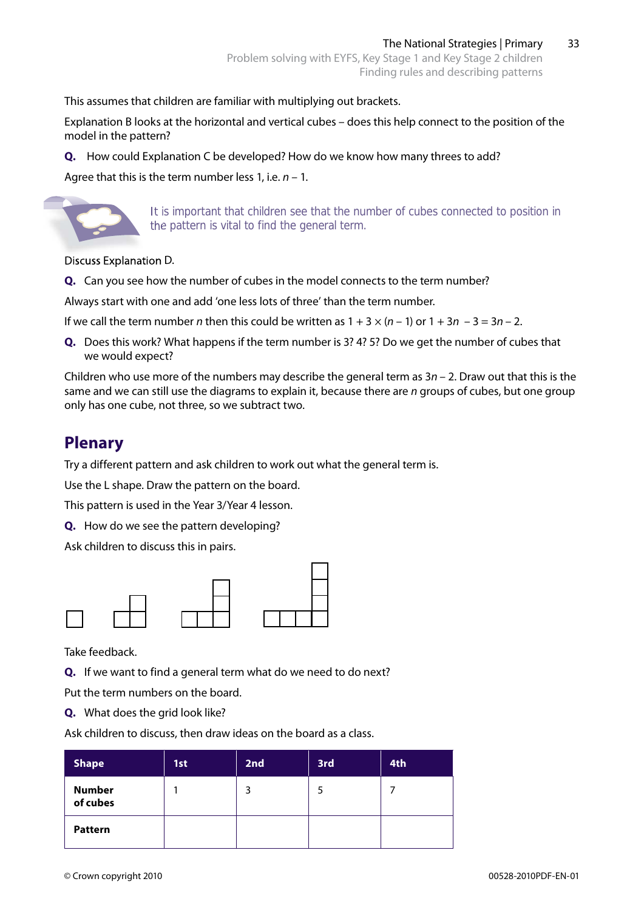This assumes that children are familiar with multiplying out brackets.

Explanation B looks at the horizontal and vertical cubes – does this help connect to the position of the model in the pattern?

**Q.** How could Explanation C be developed? How do we know how many threes to add?

Agree that this is the term number less 1, i.e. $n - 1$.

It is important that children see that the number of cubes connected to position in the pattern is vital to find the general term.

Discuss Explanation D.

**Q.** Can you see how the number of cubes in the model connects to the term number?

Always start with one and add 'one less lots of three' than the term number.

If we call the term number $n$ then this could be written as $1 + 3 \times (n - 1)$ or $1 + 3n - 3 = 3n - 2$.

**Q.** Does this work? What happens if the term number is 3? 4? 5? Do we get the number of cubes that we would expect?

Children who use more of the numbers may describe the general term as $3n - 2$. Draw out that this is the same and we can still use the diagrams to explain it, because there are $n$ groups of cubes, but one group only has one cube, not three, so we subtract two.

## Plenary

Try a different pattern and ask children to work out what the general term is.

Use the L shape. Draw the pattern on the board.

This pattern is used in the Year 3/Year 4 lesson.

**Q.** How do we see the pattern developing?

Ask children to discuss this in pairs.

Take feedback.

**Q.** If we want to find a general term what do we need to do next?

Put the term numbers on the board.

**Q.** What does the grid look like?

Ask children to discuss, then draw ideas on the board as a class.

| Shape | 1st | 2nd | 3rd | 4th |
|---|---|---|---|---|
| **Number of cubes** | 1 | 3 | 5 | 7 |
| **Pattern** | | | | |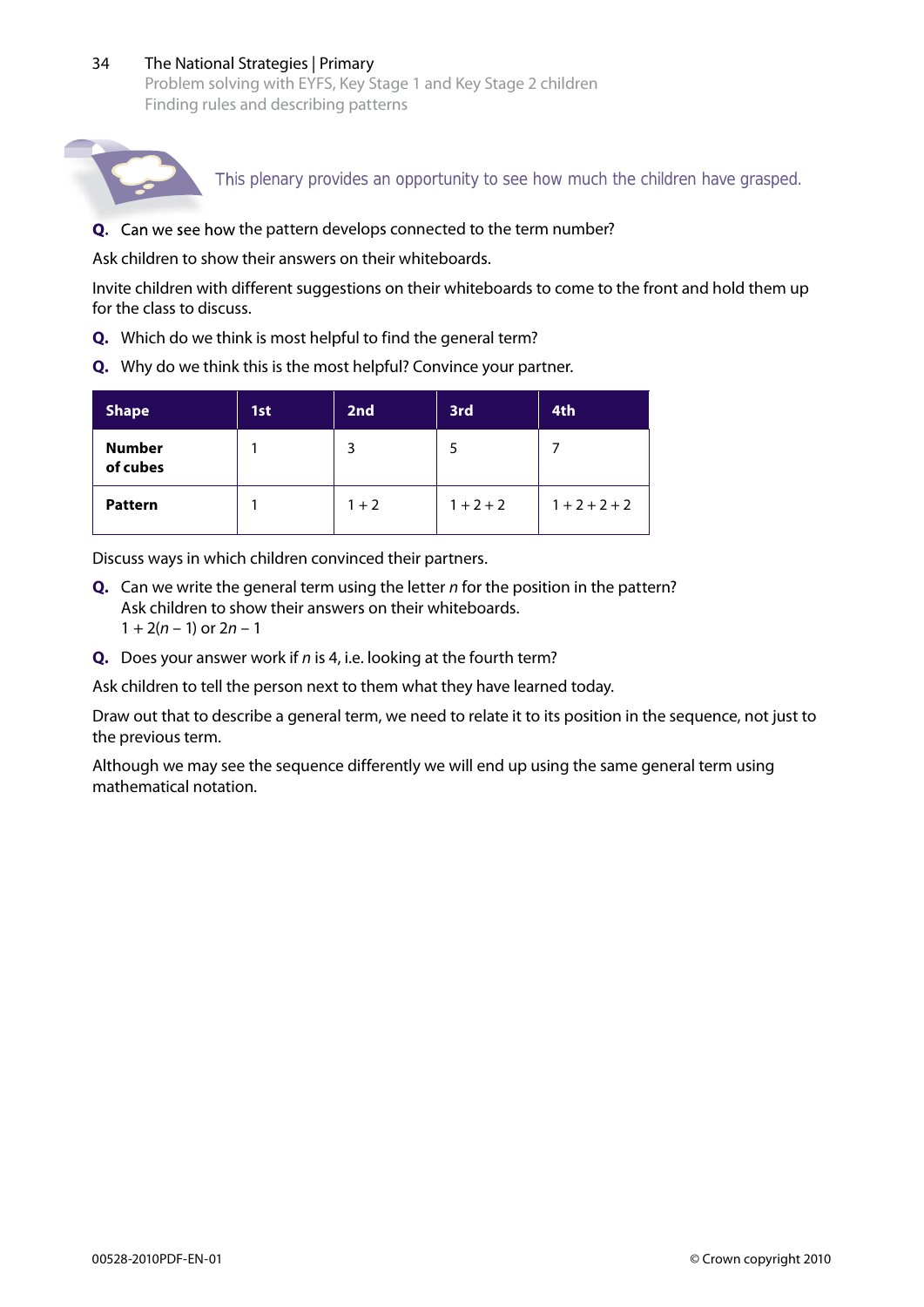This plenary provides an opportunity to see how much the children have grasped.

**Q.** Can we see how the pattern develops connected to the term number?

Ask children to show their answers on their whiteboards.

Invite children with different suggestions on their whiteboards to come to the front and hold them up for the class to discuss.

**Q.** Which do we think is most helpful to find the general term?

**Q.** Why do we think this is the most helpful? Convince your partner.

| Shape | 1st | 2nd | 3rd | 4th |
|---|---|---|---|---|
| **Number of cubes** | 1 | 3 | 5 | 7 |
| **Pattern** | 1 | 1 + 2 | 1 + 2 + 2 | 1 + 2 + 2 + 2 |

Discuss ways in which children convinced their partners.

**Q.** Can we write the general term using the letter $n$ for the position in the pattern?
Ask children to show their answers on their whiteboards.
$1 + 2(n - 1)$ or $2n - 1$

**Q.** Does your answer work if $n$ is 4, i.e. looking at the fourth term?

Ask children to tell the person next to them what they have learned today.

Draw out that to describe a general term, we need to relate it to its position in the sequence, not just to the previous term.

Although we may see the sequence differently we will end up using the same general term using mathematical notation.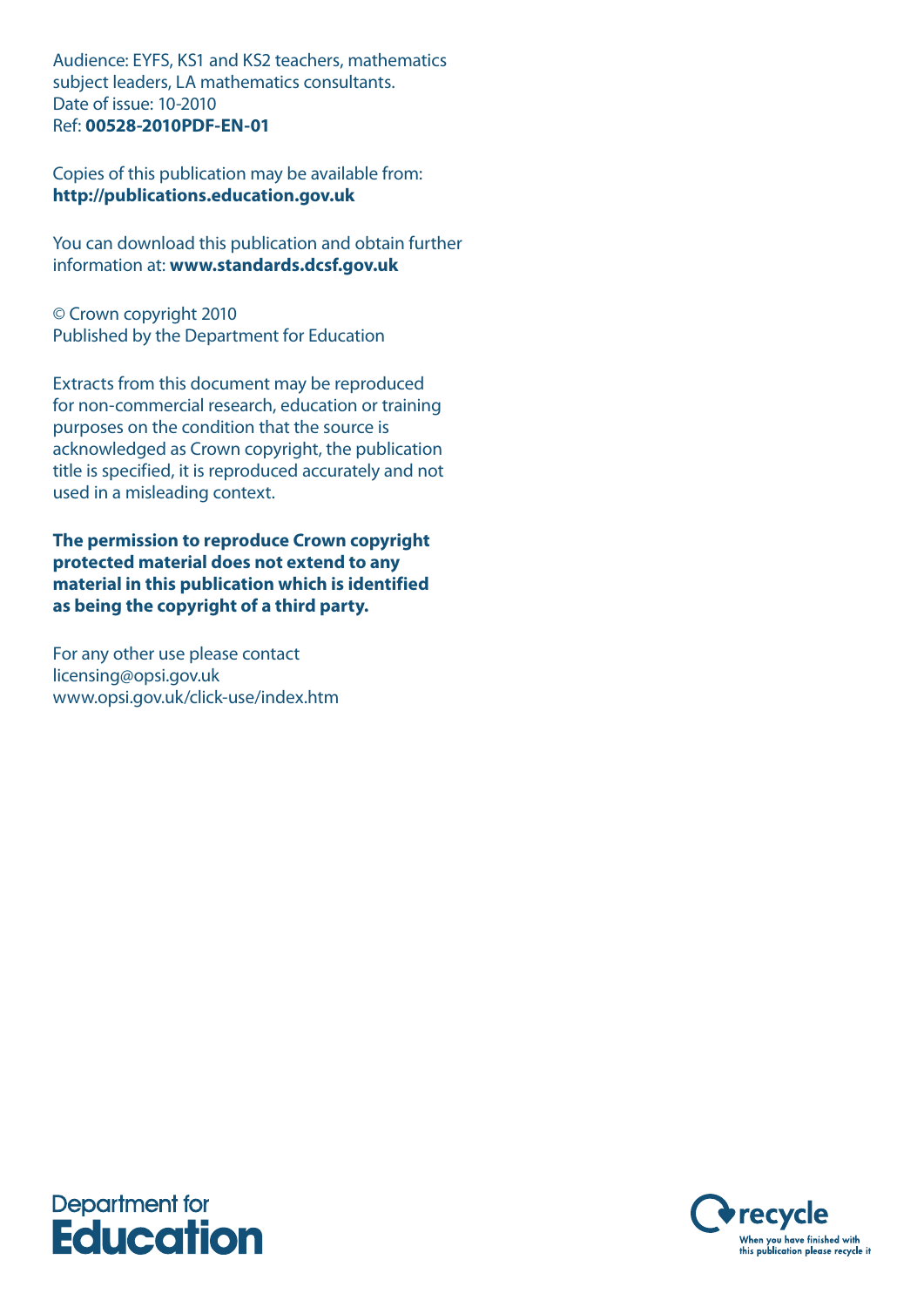Audience: EYFS, KS1 and KS2 teachers, mathematics subject leaders, LA mathematics consultants.
Date of issue: 10-2010
Ref: **00528-2010PDF-EN-01**

Copies of this publication may be available from:
**http://publications.education.gov.uk**

You can download this publication and obtain further information at: **www.standards.dcsf.gov.uk**

© Crown copyright 2010
Published by the Department for Education

Extracts from this document may be reproduced for non-commercial research, education or training purposes on the condition that the source is acknowledged as Crown copyright, the publication title is specified, it is reproduced accurately and not used in a misleading context.

**The permission to reproduce Crown copyright protected material does not extend to any material in this publication which is identified as being the copyright of a third party.**

For any other use please contact
licensing@opsi.gov.uk
www.opsi.gov.uk/click-use/index.htm

Department for
**Education**

recycle
When you have finished with this publication please recycle it